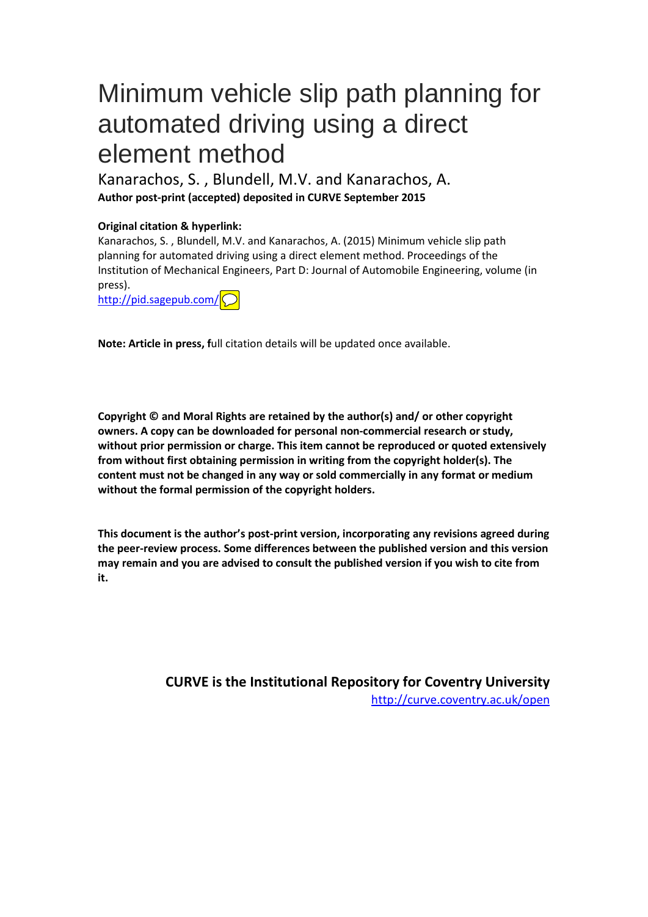# Minimum vehicle slip path planning for automated driving using a direct element method

Kanarachos, S. , Blundell, M.V. and Kanarachos, A.

**Author post-print (accepted) deposited in CURVE September 2015**

**Original citation & hyperlink:**

Kanarachos, S. , Blundell, M.V. and Kanarachos, A. (2015) Minimum vehicle slip path planning for automated driving using a direct element method. Proceedings of the Institution of Mechanical Engineers, Part D: Journal of Automobile Engineering, volume (in press).

http://pid.sagepub.com/

**Note: Article in press, f**ull citation details will be updated once available.

**Copyright © and Moral Rights are retained by the author(s) and/ or other copyright owners. A copy can be downloaded for personal non-commercial research or study, without prior permission or charge. This item cannot be reproduced or quoted extensively from without first obtaining permission in writing from the copyright holder(s). The content must not be changed in any way or sold commercially in any format or medium without the formal permission of the copyright holders.**

**This document is the author's post-print version, incorporating any revisions agreed during the peer-review process. Some differences between the published version and this version may remain and you are advised to consult the published version if you wish to cite from it.**

**CURVE is the Institutional Repository for Coventry University**

http://curve.coventry.ac.uk/open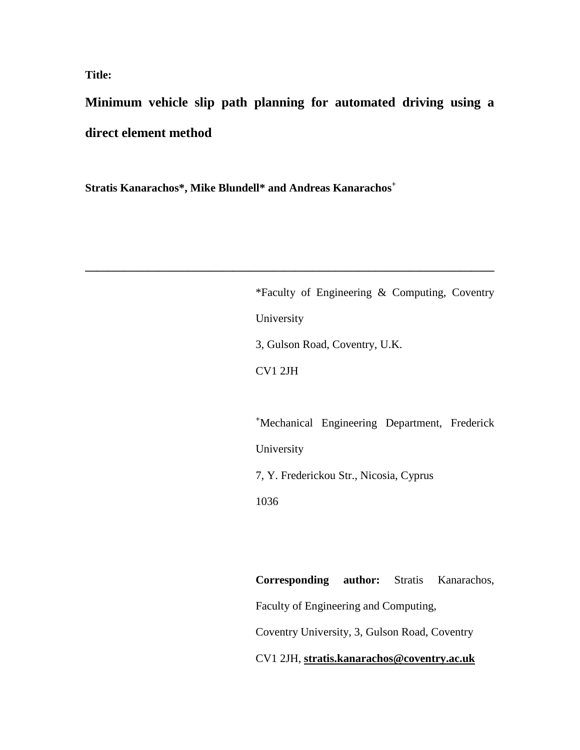**Title:**

# Minimum vehicle slip path planning for automated driving using a direct element method

**Stratis Kanarachos*, Mike Blundell* and Andreas Kanarachos[+]**

---

*Faculty of Engineering & Computing, Coventry University

3, Gulson Road, Coventry, U.K.

CV1 2JH

[+]Mechanical Engineering Department, Frederick University

7, Y. Frederickou Str., Nicosia, Cyprus

1036

**Corresponding author:** Stratis Kanarachos, Faculty of Engineering and Computing, Coventry University, 3, Gulson Road, Coventry CV1 2JH, **stratis.kanarachos@coventry.ac.uk**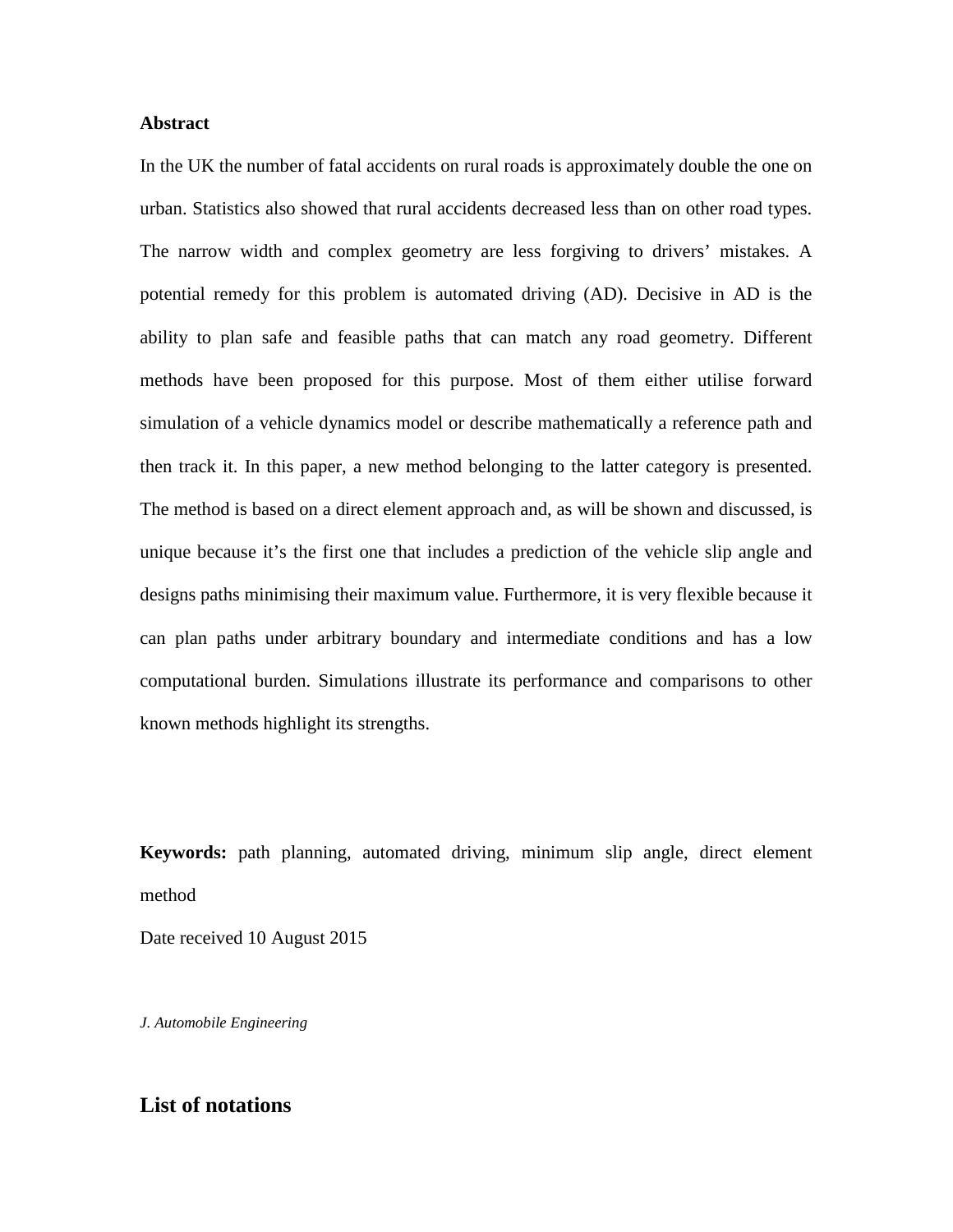**Abstract**

In the UK the number of fatal accidents on rural roads is approximately double the one on urban. Statistics also showed that rural accidents decreased less than on other road types. The narrow width and complex geometry are less forgiving to drivers' mistakes. A potential remedy for this problem is automated driving (AD). Decisive in AD is the ability to plan safe and feasible paths that can match any road geometry. Different methods have been proposed for this purpose. Most of them either utilise forward simulation of a vehicle dynamics model or describe mathematically a reference path and then track it. In this paper, a new method belonging to the latter category is presented. The method is based on a direct element approach and, as will be shown and discussed, is unique because it's the first one that includes a prediction of the vehicle slip angle and designs paths minimising their maximum value. Furthermore, it is very flexible because it can plan paths under arbitrary boundary and intermediate conditions and has a low computational burden. Simulations illustrate its performance and comparisons to other known methods highlight its strengths.

**Keywords:** path planning, automated driving, minimum slip angle, direct element method

Date received 10 August 2015

*J. Automobile Engineering*

## List of notations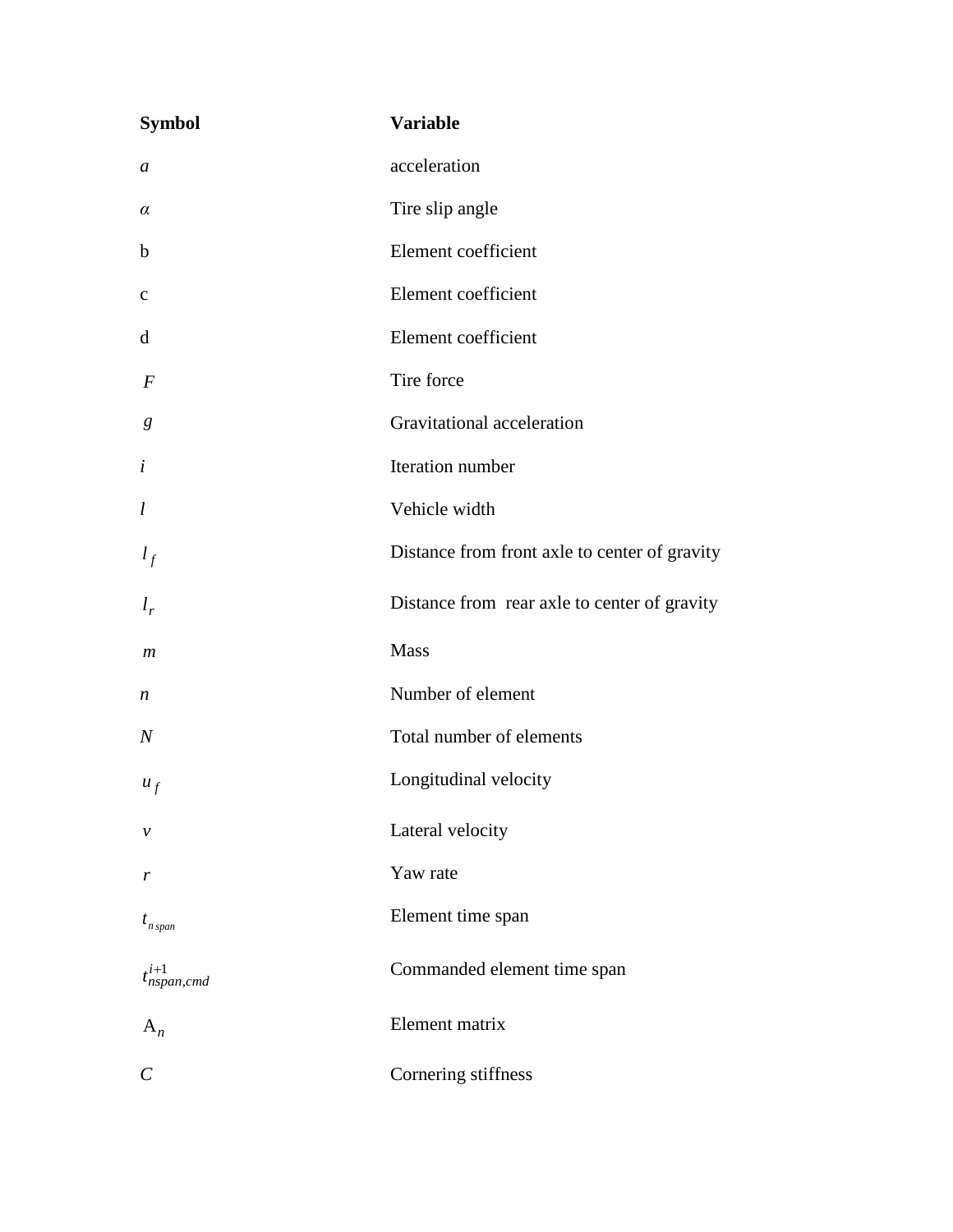| **Symbol** | **Variable** |
| --- | --- |
| $a$ | acceleration |
| $\alpha$ | Tire slip angle |
| b | Element coefficient |
| c | Element coefficient |
| d | Element coefficient |
| $F$ | Tire force |
| $g$ | Gravitational acceleration |
| $i$ | Iteration number |
| $l$ | Vehicle width |
| $l_f$ | Distance from front axle to center of gravity |
| $l_r$ | Distance from rear axle to center of gravity |
| $m$ | Mass |
| $n$ | Number of element |
| $N$ | Total number of elements |
| $u_f$ | Longitudinal velocity |
| $v$ | Lateral velocity |
| $r$ | Yaw rate |
| $t_{n\,span}$ | Element time span |
| $t_{nspan,cmd}^{i+1}$ | Commanded element time span |
| $\mathrm{A}_n$ | Element matrix |
| $C$ | Cornering stiffness |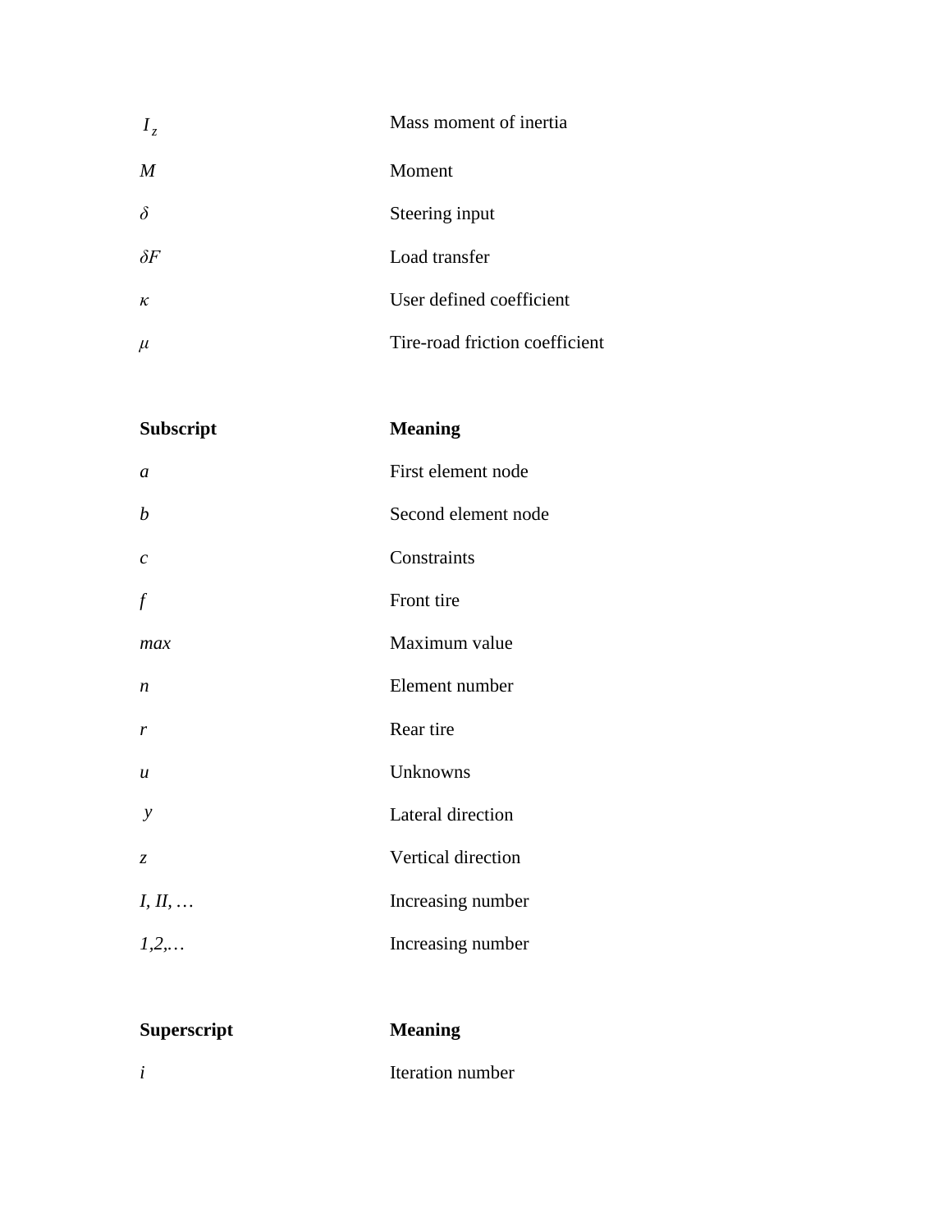| | |
|---|---|
| $I_z$ | Mass moment of inertia |
| $M$ | Moment |
| $\delta$ | Steering input |
| $\delta F$ | Load transfer |
| $\kappa$ | User defined coefficient |
| $\mu$ | Tire-road friction coefficient |

| **Subscript** | **Meaning** |
|---|---|
| $a$ | First element node |
| $b$ | Second element node |
| $c$ | Constraints |
| $f$ | Front tire |
| $max$ | Maximum value |
| $n$ | Element number |
| $r$ | Rear tire |
| $u$ | Unknowns |
| $y$ | Lateral direction |
| $z$ | Vertical direction |
| $I, II, \ldots$ | Increasing number |
| $1,2,\ldots$ | Increasing number |

| **Superscript** | **Meaning** |
|---|---|
| $i$ | Iteration number |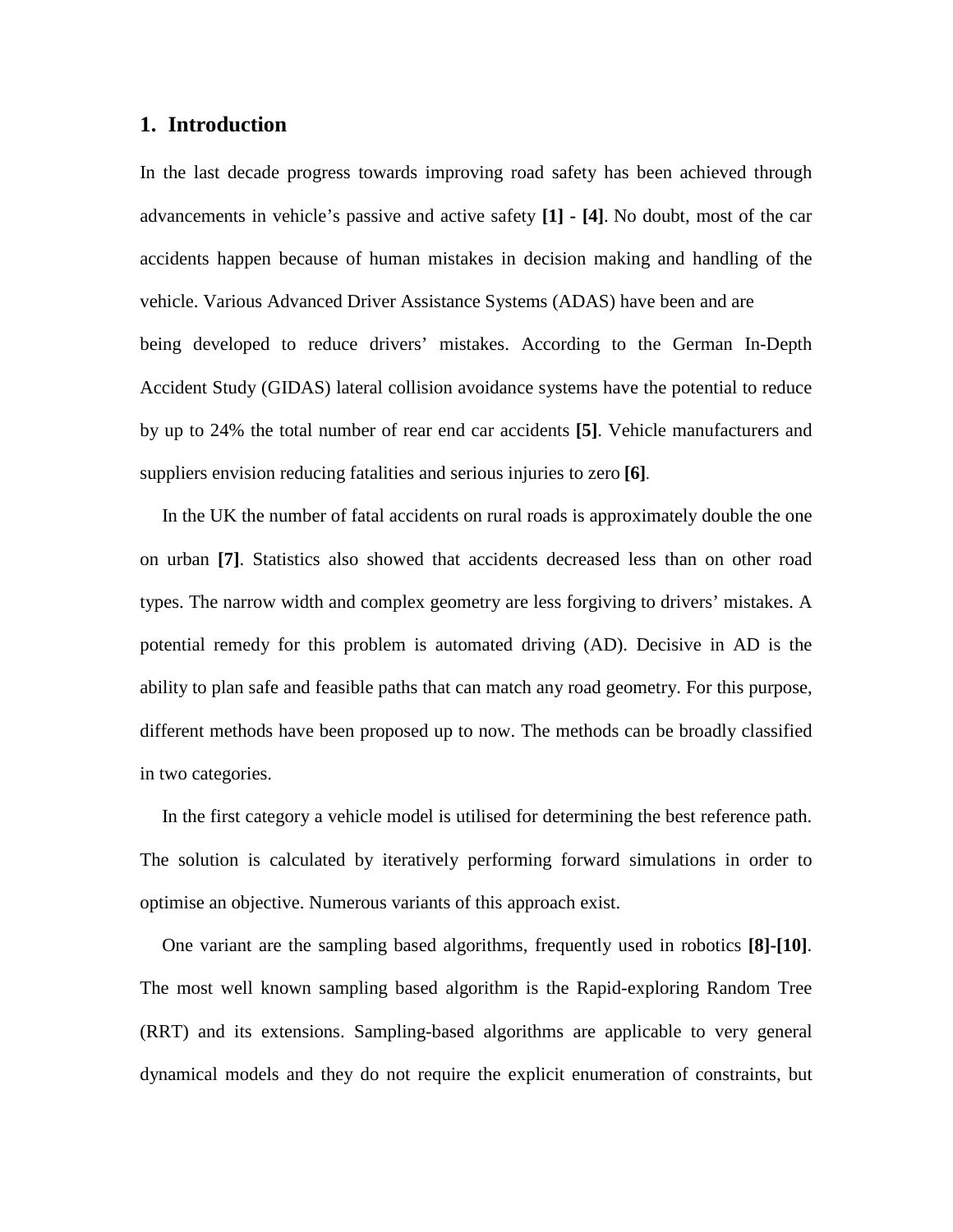## 1. Introduction

In the last decade progress towards improving road safety has been achieved through advancements in vehicle's passive and active safety **[1] - [4]**. No doubt, most of the car accidents happen because of human mistakes in decision making and handling of the vehicle. Various Advanced Driver Assistance Systems (ADAS) have been and are being developed to reduce drivers' mistakes. According to the German In-Depth Accident Study (GIDAS) lateral collision avoidance systems have the potential to reduce by up to 24% the total number of rear end car accidents **[5]**. Vehicle manufacturers and suppliers envision reducing fatalities and serious injuries to zero **[6]**.

In the UK the number of fatal accidents on rural roads is approximately double the one on urban **[7]**. Statistics also showed that accidents decreased less than on other road types. The narrow width and complex geometry are less forgiving to drivers' mistakes. A potential remedy for this problem is automated driving (AD). Decisive in AD is the ability to plan safe and feasible paths that can match any road geometry. For this purpose, different methods have been proposed up to now. The methods can be broadly classified in two categories.

In the first category a vehicle model is utilised for determining the best reference path. The solution is calculated by iteratively performing forward simulations in order to optimise an objective. Numerous variants of this approach exist.

One variant are the sampling based algorithms, frequently used in robotics **[8]-[10]**. The most well known sampling based algorithm is the Rapid-exploring Random Tree (RRT) and its extensions. Sampling-based algorithms are applicable to very general dynamical models and they do not require the explicit enumeration of constraints, but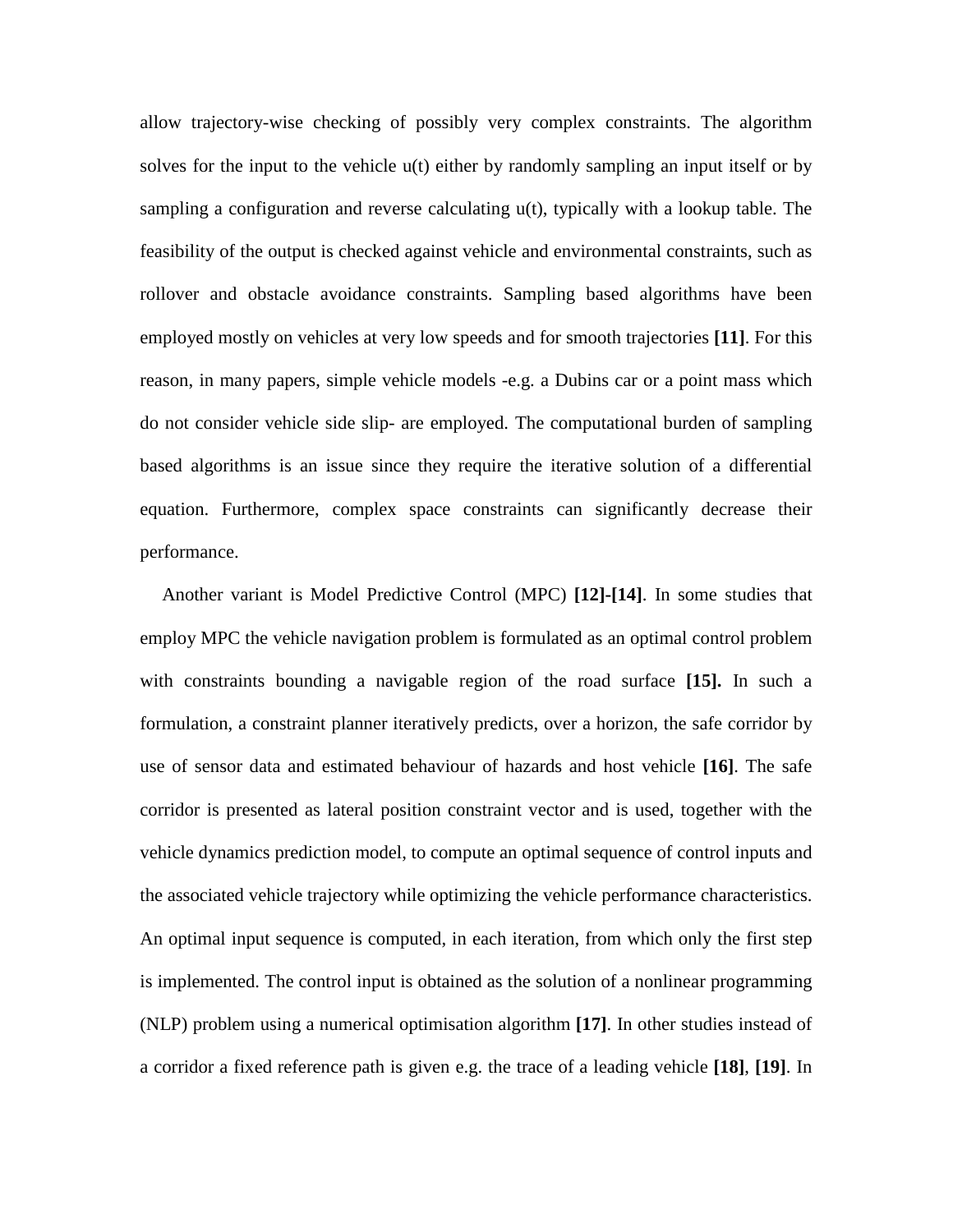allow trajectory-wise checking of possibly very complex constraints. The algorithm solves for the input to the vehicle u(t) either by randomly sampling an input itself or by sampling a configuration and reverse calculating u(t), typically with a lookup table. The feasibility of the output is checked against vehicle and environmental constraints, such as rollover and obstacle avoidance constraints. Sampling based algorithms have been employed mostly on vehicles at very low speeds and for smooth trajectories **[11]**. For this reason, in many papers, simple vehicle models -e.g. a Dubins car or a point mass which do not consider vehicle side slip- are employed. The computational burden of sampling based algorithms is an issue since they require the iterative solution of a differential equation. Furthermore, complex space constraints can significantly decrease their performance.

Another variant is Model Predictive Control (MPC) **[12]-[14]**. In some studies that employ MPC the vehicle navigation problem is formulated as an optimal control problem with constraints bounding a navigable region of the road surface **[15].** In such a formulation, a constraint planner iteratively predicts, over a horizon, the safe corridor by use of sensor data and estimated behaviour of hazards and host vehicle **[16]**. The safe corridor is presented as lateral position constraint vector and is used, together with the vehicle dynamics prediction model, to compute an optimal sequence of control inputs and the associated vehicle trajectory while optimizing the vehicle performance characteristics. An optimal input sequence is computed, in each iteration, from which only the first step is implemented. The control input is obtained as the solution of a nonlinear programming (NLP) problem using a numerical optimisation algorithm **[17]**. In other studies instead of a corridor a fixed reference path is given e.g. the trace of a leading vehicle **[18]**, **[19]**. In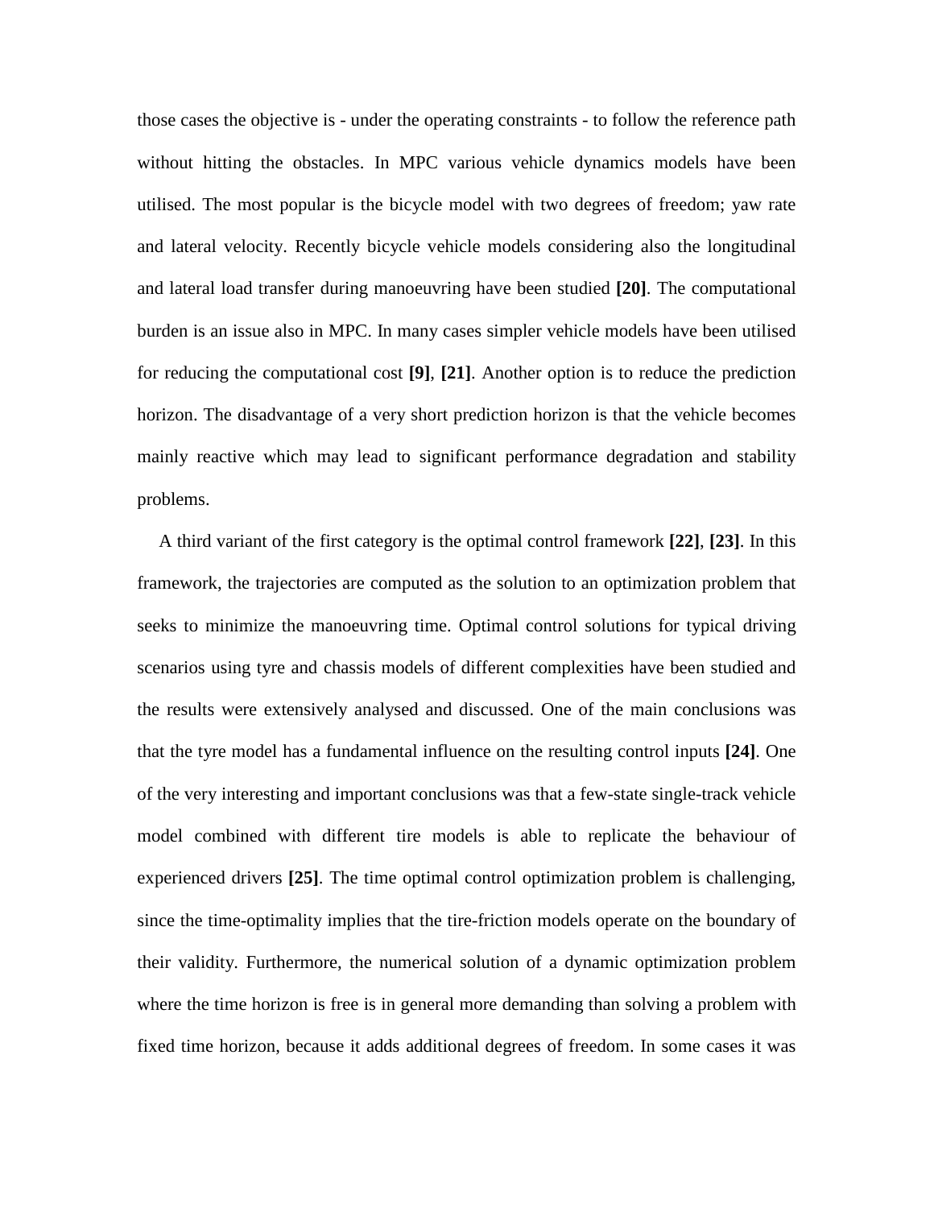those cases the objective is - under the operating constraints - to follow the reference path without hitting the obstacles. In MPC various vehicle dynamics models have been utilised. The most popular is the bicycle model with two degrees of freedom; yaw rate and lateral velocity. Recently bicycle vehicle models considering also the longitudinal and lateral load transfer during manoeuvring have been studied **[20]**. The computational burden is an issue also in MPC. In many cases simpler vehicle models have been utilised for reducing the computational cost **[9]**, **[21]**. Another option is to reduce the prediction horizon. The disadvantage of a very short prediction horizon is that the vehicle becomes mainly reactive which may lead to significant performance degradation and stability problems.

A third variant of the first category is the optimal control framework **[22]**, **[23]**. In this framework, the trajectories are computed as the solution to an optimization problem that seeks to minimize the manoeuvring time. Optimal control solutions for typical driving scenarios using tyre and chassis models of different complexities have been studied and the results were extensively analysed and discussed. One of the main conclusions was that the tyre model has a fundamental influence on the resulting control inputs **[24]**. One of the very interesting and important conclusions was that a few-state single-track vehicle model combined with different tire models is able to replicate the behaviour of experienced drivers **[25]**. The time optimal control optimization problem is challenging, since the time-optimality implies that the tire-friction models operate on the boundary of their validity. Furthermore, the numerical solution of a dynamic optimization problem where the time horizon is free is in general more demanding than solving a problem with fixed time horizon, because it adds additional degrees of freedom. In some cases it was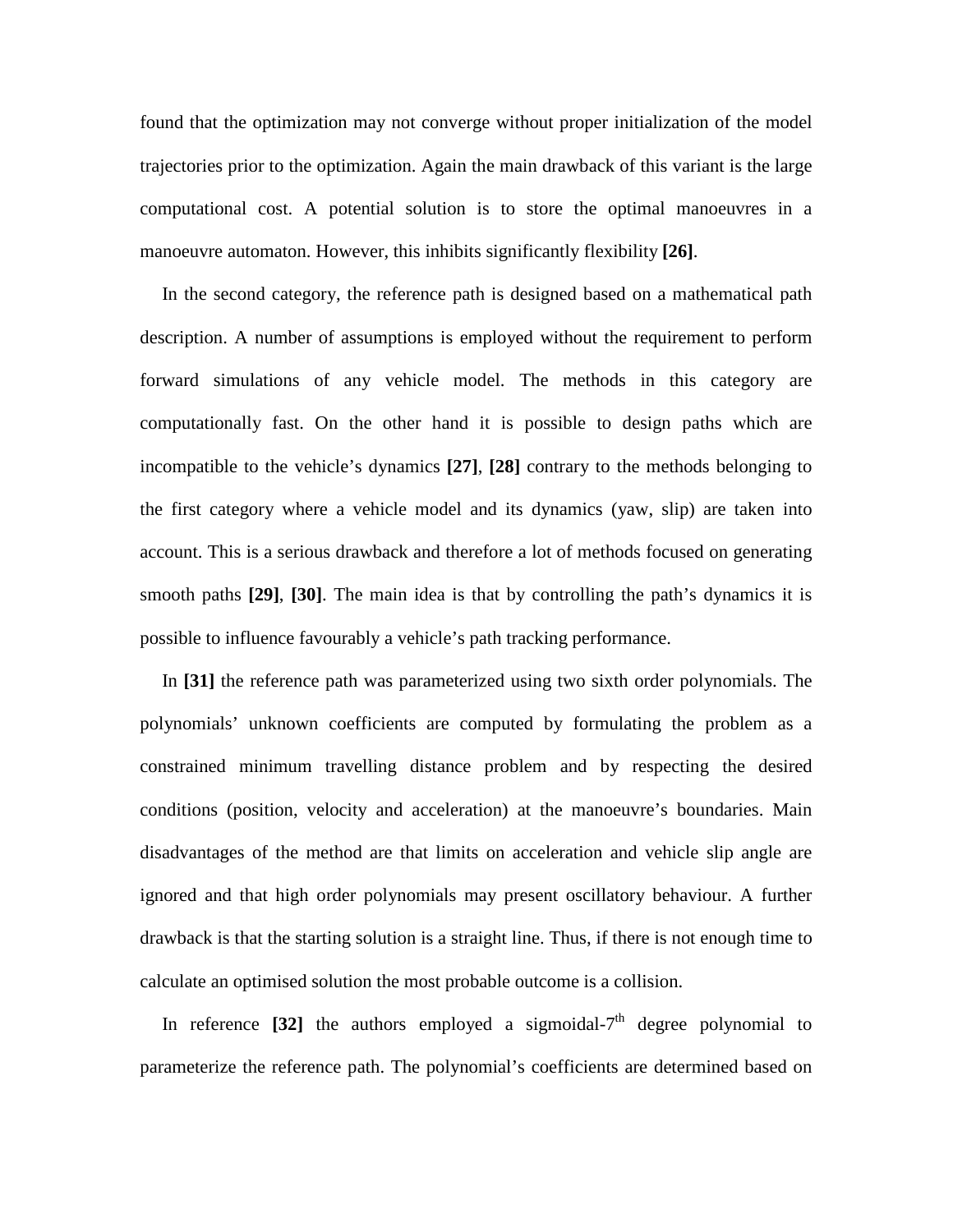found that the optimization may not converge without proper initialization of the model trajectories prior to the optimization. Again the main drawback of this variant is the large computational cost. A potential solution is to store the optimal manoeuvres in a manoeuvre automaton. However, this inhibits significantly flexibility **[26]**.

In the second category, the reference path is designed based on a mathematical path description. A number of assumptions is employed without the requirement to perform forward simulations of any vehicle model. The methods in this category are computationally fast. On the other hand it is possible to design paths which are incompatible to the vehicle's dynamics **[27]**, **[28]** contrary to the methods belonging to the first category where a vehicle model and its dynamics (yaw, slip) are taken into account. This is a serious drawback and therefore a lot of methods focused on generating smooth paths **[29]**, **[30]**. The main idea is that by controlling the path's dynamics it is possible to influence favourably a vehicle's path tracking performance.

In **[31]** the reference path was parameterized using two sixth order polynomials. The polynomials' unknown coefficients are computed by formulating the problem as a constrained minimum travelling distance problem and by respecting the desired conditions (position, velocity and acceleration) at the manoeuvre's boundaries. Main disadvantages of the method are that limits on acceleration and vehicle slip angle are ignored and that high order polynomials may present oscillatory behaviour. A further drawback is that the starting solution is a straight line. Thus, if there is not enough time to calculate an optimised solution the most probable outcome is a collision.

In reference **[32]** the authors employed a sigmoidal-$7^{th}$ degree polynomial to parameterize the reference path. The polynomial's coefficients are determined based on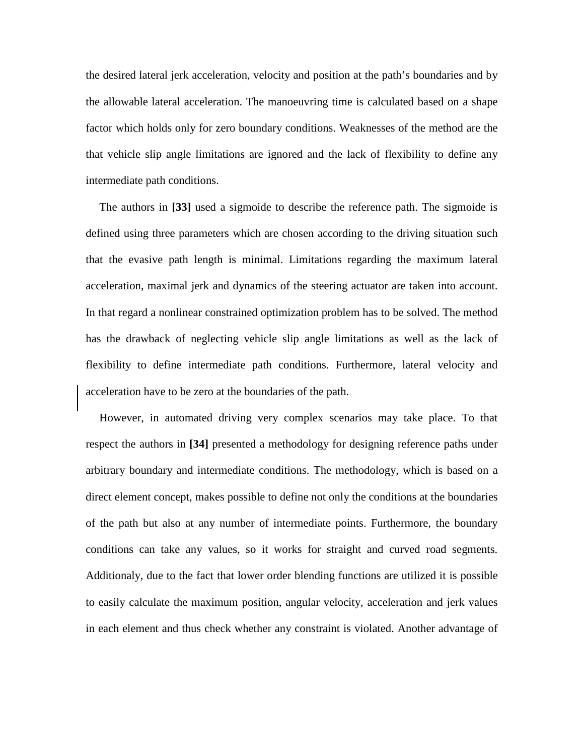the desired lateral jerk acceleration, velocity and position at the path's boundaries and by the allowable lateral acceleration. The manoeuvring time is calculated based on a shape factor which holds only for zero boundary conditions. Weaknesses of the method are the that vehicle slip angle limitations are ignored and the lack of flexibility to define any intermediate path conditions.

The authors in **[33]** used a sigmoide to describe the reference path. The sigmoide is defined using three parameters which are chosen according to the driving situation such that the evasive path length is minimal. Limitations regarding the maximum lateral acceleration, maximal jerk and dynamics of the steering actuator are taken into account. In that regard a nonlinear constrained optimization problem has to be solved. The method has the drawback of neglecting vehicle slip angle limitations as well as the lack of flexibility to define intermediate path conditions. Furthermore, lateral velocity and acceleration have to be zero at the boundaries of the path.

However, in automated driving very complex scenarios may take place. To that respect the authors in **[34]** presented a methodology for designing reference paths under arbitrary boundary and intermediate conditions. The methodology, which is based on a direct element concept, makes possible to define not only the conditions at the boundaries of the path but also at any number of intermediate points. Furthermore, the boundary conditions can take any values, so it works for straight and curved road segments. Additionaly, due to the fact that lower order blending functions are utilized it is possible to easily calculate the maximum position, angular velocity, acceleration and jerk values in each element and thus check whether any constraint is violated. Another advantage of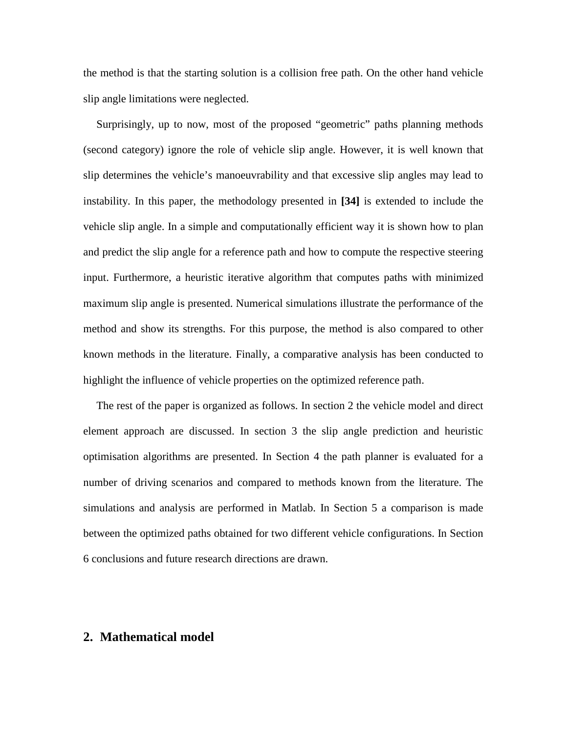the method is that the starting solution is a collision free path. On the other hand vehicle slip angle limitations were neglected.

Surprisingly, up to now, most of the proposed “geometric” paths planning methods (second category) ignore the role of vehicle slip angle. However, it is well known that slip determines the vehicle’s manoeuvrability and that excessive slip angles may lead to instability. In this paper, the methodology presented in **[34]** is extended to include the vehicle slip angle. In a simple and computationally efficient way it is shown how to plan and predict the slip angle for a reference path and how to compute the respective steering input. Furthermore, a heuristic iterative algorithm that computes paths with minimized maximum slip angle is presented. Numerical simulations illustrate the performance of the method and show its strengths. For this purpose, the method is also compared to other known methods in the literature. Finally, a comparative analysis has been conducted to highlight the influence of vehicle properties on the optimized reference path.

The rest of the paper is organized as follows. In section 2 the vehicle model and direct element approach are discussed. In section 3 the slip angle prediction and heuristic optimisation algorithms are presented. In Section 4 the path planner is evaluated for a number of driving scenarios and compared to methods known from the literature. The simulations and analysis are performed in Matlab. In Section 5 a comparison is made between the optimized paths obtained for two different vehicle configurations. In Section 6 conclusions and future research directions are drawn.

## 2. Mathematical model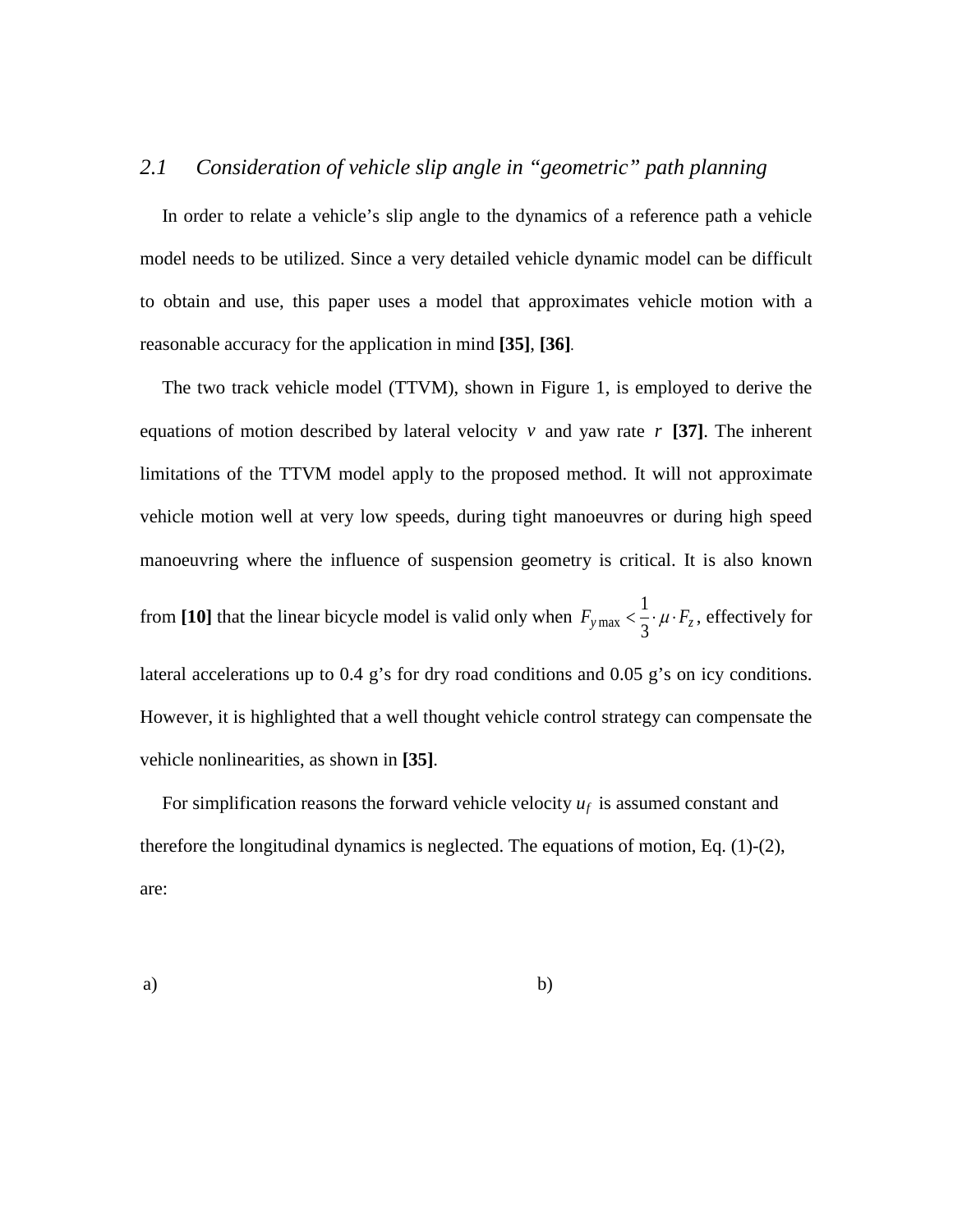### *2.1 Consideration of vehicle slip angle in "geometric" path planning*

In order to relate a vehicle's slip angle to the dynamics of a reference path a vehicle model needs to be utilized. Since a very detailed vehicle dynamic model can be difficult to obtain and use, this paper uses a model that approximates vehicle motion with a reasonable accuracy for the application in mind **[35]**, **[36]**.

The two track vehicle model (TTVM), shown in Figure 1, is employed to derive the equations of motion described by lateral velocity $v$ and yaw rate $r$ **[37]**. The inherent limitations of the TTVM model apply to the proposed method. It will not approximate vehicle motion well at very low speeds, during tight manoeuvres or during high speed manoeuvring where the influence of suspension geometry is critical. It is also known from **[10]** that the linear bicycle model is valid only when $F_{y\max} < \frac{1}{3} \cdot \mu \cdot F_z$, effectively for lateral accelerations up to 0.4 g's for dry road conditions and 0.05 g's on icy conditions. However, it is highlighted that a well thought vehicle control strategy can compensate the vehicle nonlinearities, as shown in **[35]**.

For simplification reasons the forward vehicle velocity $u_f$ is assumed constant and therefore the longitudinal dynamics is neglected. The equations of motion, Eq. (1)-(2), are:

a)

b)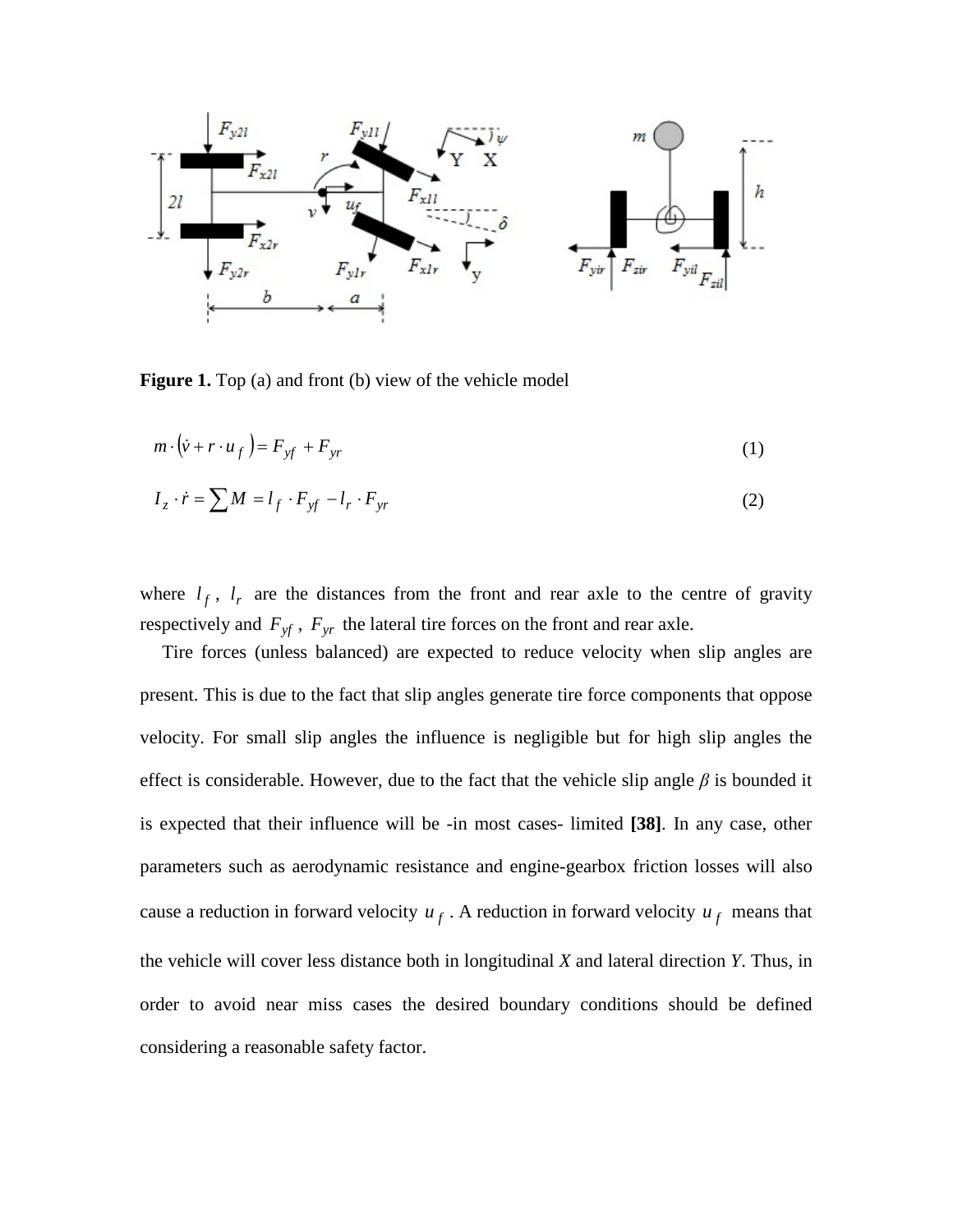Figure 1. Top (a) and front (b) view of the vehicle model

$$m \cdot \left( \dot{v} + r \cdot u_f \right) = F_{yf} + F_{yr} \tag{1}$$

$$I_z \cdot \dot{r} = \sum M = l_f \cdot F_{yf} - l_r \cdot F_{yr} \tag{2}$$

where $l_f$, $l_r$ are the distances from the front and rear axle to the centre of gravity respectively and $F_{yf}$, $F_{yr}$ the lateral tire forces on the front and rear axle.

Tire forces (unless balanced) are expected to reduce velocity when slip angles are present. This is due to the fact that slip angles generate tire force components that oppose velocity. For small slip angles the influence is negligible but for high slip angles the effect is considerable. However, due to the fact that the vehicle slip angle $\beta$ is bounded it is expected that their influence will be -in most cases- limited **[38]**. In any case, other parameters such as aerodynamic resistance and engine-gearbox friction losses will also cause a reduction in forward velocity $u_f$. A reduction in forward velocity $u_f$ means that the vehicle will cover less distance both in longitudinal $X$ and lateral direction $Y$. Thus, in order to avoid near miss cases the desired boundary conditions should be defined considering a reasonable safety factor.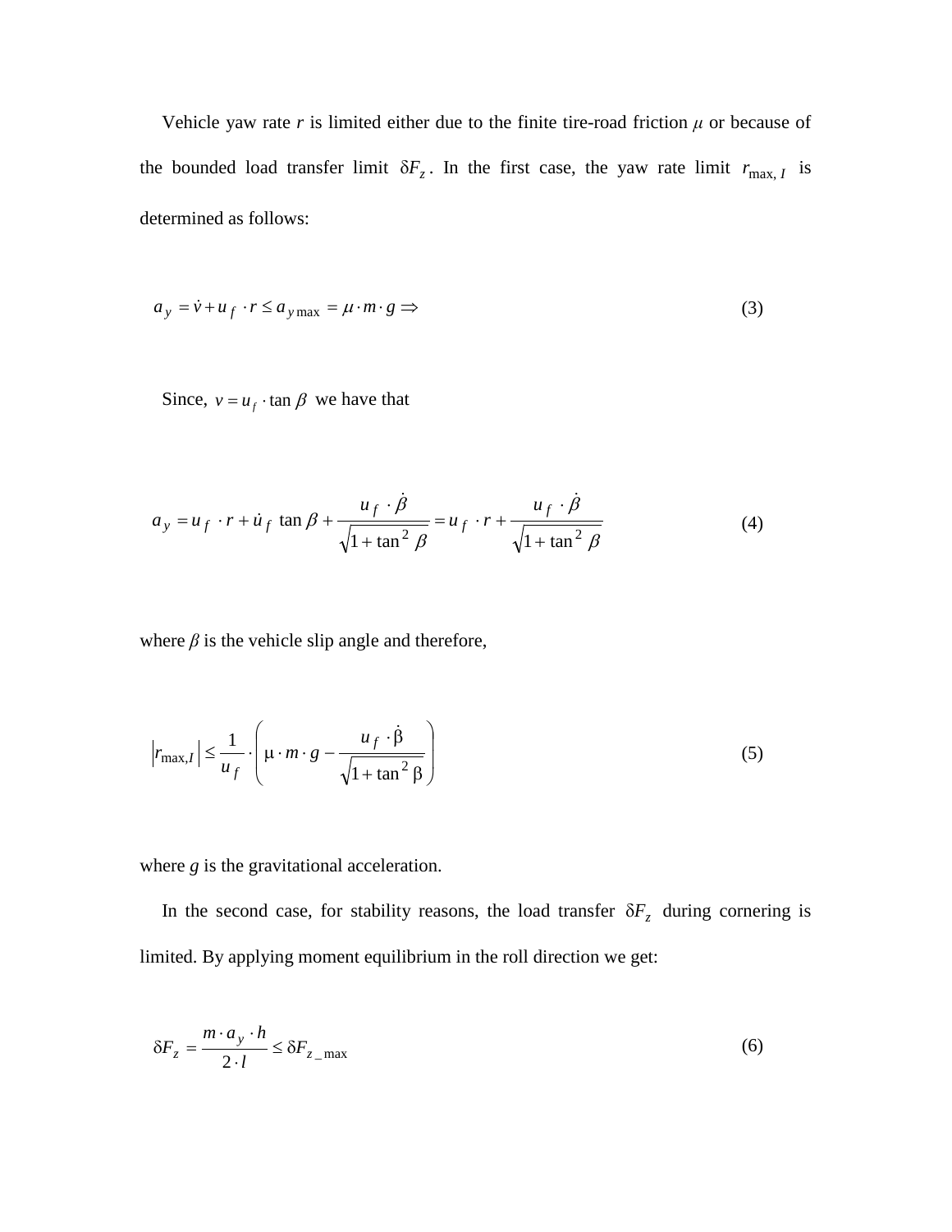Vehicle yaw rate $r$ is limited either due to the finite tire-road friction $\mu$ or because of the bounded load transfer limit $\delta F_z$. In the first case, the yaw rate limit $r_{\max, I}$ is determined as follows:

$$a_y = \dot{v} + u_f \cdot r \le a_{y\max} = \mu \cdot m \cdot g \Rightarrow \tag{3}$$

Since, $v = u_f \cdot \tan \beta$ we have that

$$a_y = u_f \cdot r + \dot{u}_f \tan \beta + \frac{u_f \cdot \dot{\beta}}{\sqrt{1 + \tan^2 \beta}} = u_f \cdot r + \frac{u_f \cdot \dot{\beta}}{\sqrt{1 + \tan^2 \beta}} \tag{4}$$

where $\beta$ is the vehicle slip angle and therefore,

$$\left| r_{\max,I} \right| \le \frac{1}{u_f} \cdot \left( \mu \cdot m \cdot g - \frac{u_f \cdot \dot{\beta}}{\sqrt{1 + \tan^2 \beta}} \right) \tag{5}$$

where $g$ is the gravitational acceleration.

In the second case, for stability reasons, the load transfer $\delta F_z$ during cornering is limited. By applying moment equilibrium in the roll direction we get:

$$\delta F_z = \frac{m \cdot a_y \cdot h}{2 \cdot l} \le \delta F_{z\_\max} \tag{6}$$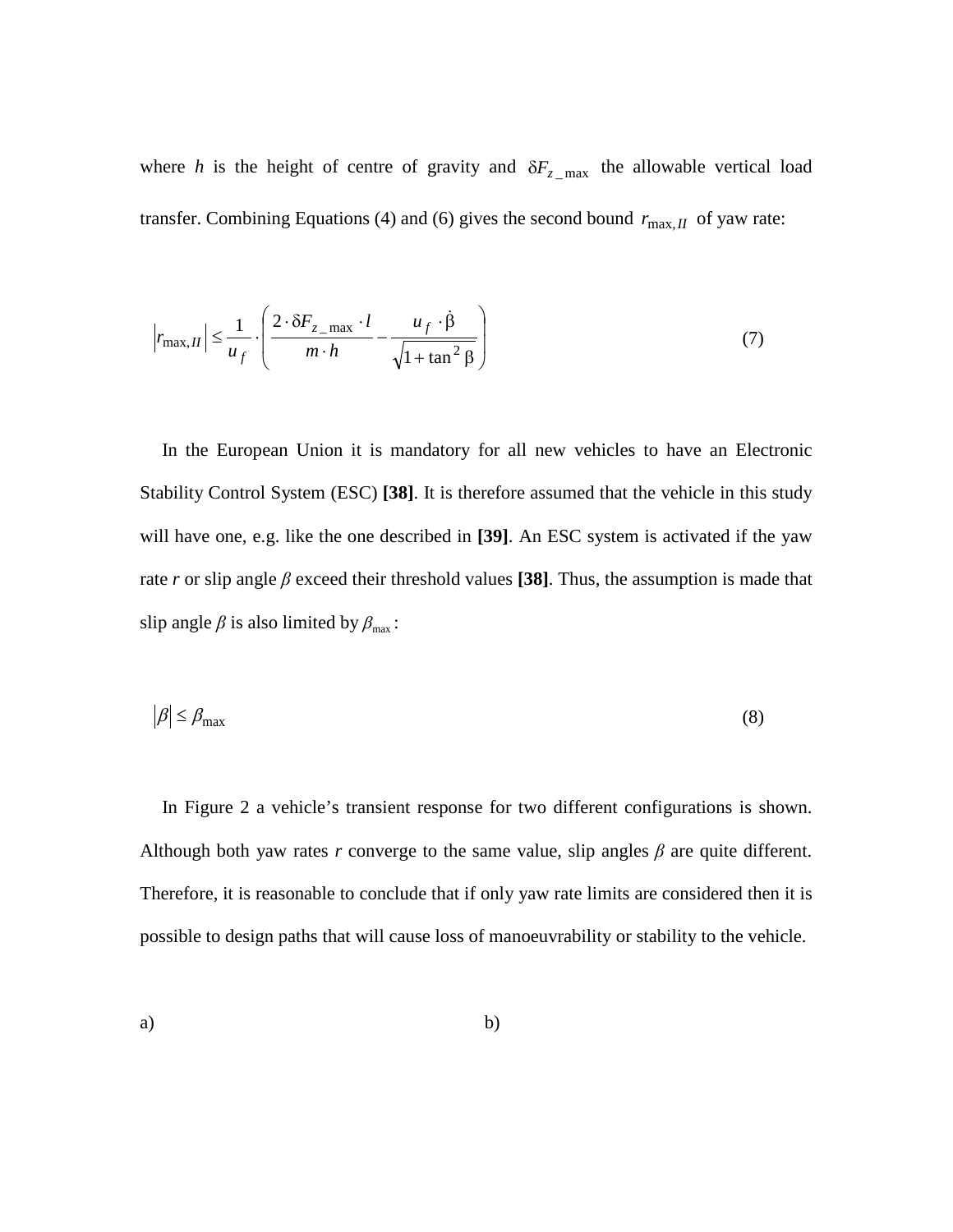where $h$ is the height of centre of gravity and $\delta F_{z\_\max}$ the allowable vertical load transfer. Combining Equations (4) and (6) gives the second bound $r_{\max,II}$ of yaw rate:

$$\left|r_{\max,II}\right| \leq \frac{1}{u_f} \cdot \left( \frac{2 \cdot \delta F_{z\_\max} \cdot l}{m \cdot h} - \frac{u_f \cdot \dot{\beta}}{\sqrt{1+\tan^2 \beta}} \right) \tag{7}$$

In the European Union it is mandatory for all new vehicles to have an Electronic Stability Control System (ESC) **[38]**. It is therefore assumed that the vehicle in this study will have one, e.g. like the one described in **[39]**. An ESC system is activated if the yaw rate $r$ or slip angle $\beta$ exceed their threshold values **[38]**. Thus, the assumption is made that slip angle $\beta$ is also limited by $\beta_{\max}$:

$$|\beta| \leq \beta_{\max} \tag{8}$$

In Figure 2 a vehicle's transient response for two different configurations is shown. Although both yaw rates $r$ converge to the same value, slip angles $\beta$ are quite different. Therefore, it is reasonable to conclude that if only yaw rate limits are considered then it is possible to design paths that will cause loss of manoeuvrability or stability to the vehicle.

a) b)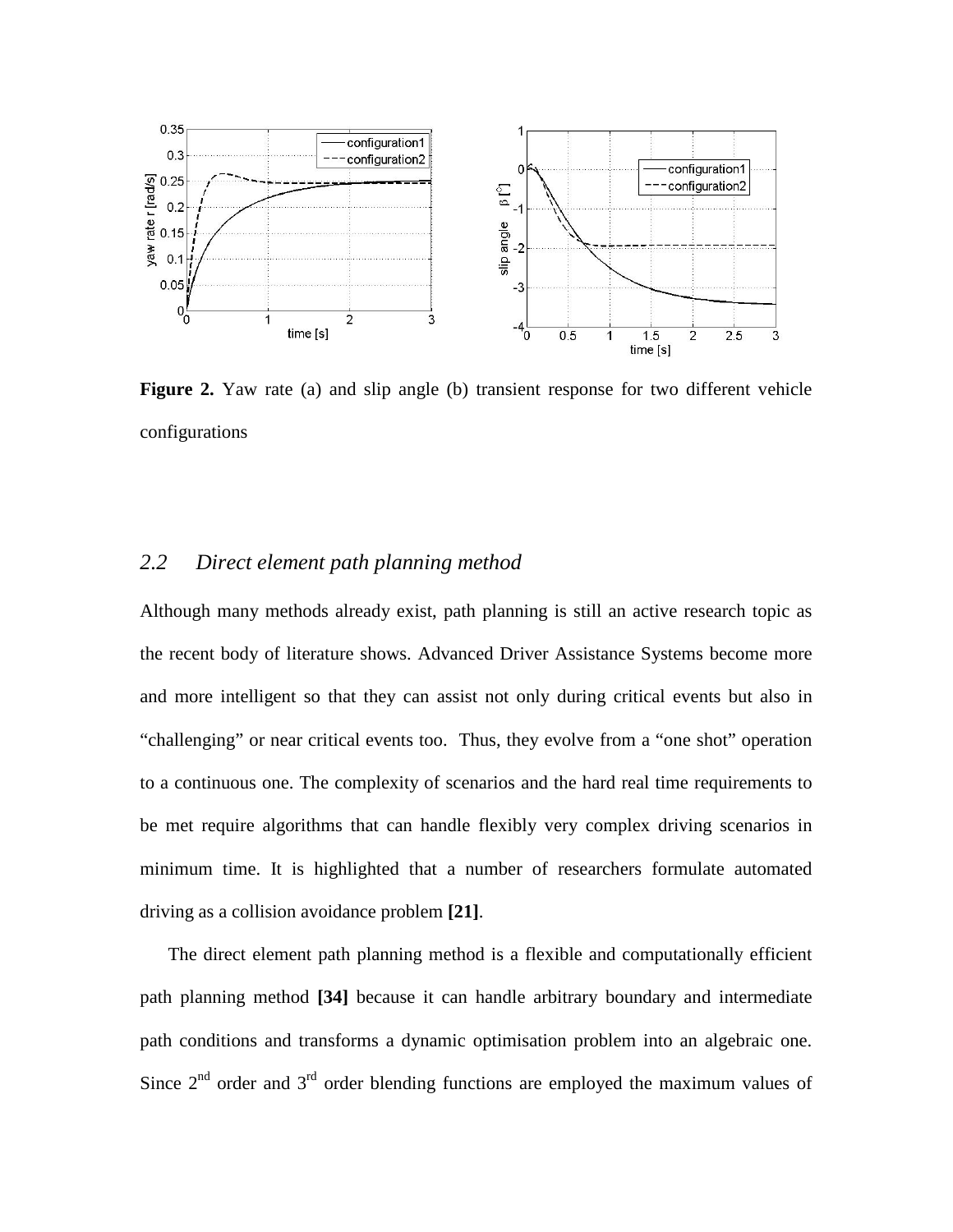0.35
0.3
0.25
0.2
0.15
0.1
0.05
0
yaw rate r [rad/s]
time [s]
0 1 2 3
configuration1
configuration2

1
0
-1
-2
-3
-4
slip angle β [°]
time [s]
0 0.5 1 1.5 2 2.5 3
configuration1
configuration2

**Figure 2.** Yaw rate (a) and slip angle (b) transient response for two different vehicle configurations

## *2.2 Direct element path planning method*

Although many methods already exist, path planning is still an active research topic as the recent body of literature shows. Advanced Driver Assistance Systems become more and more intelligent so that they can assist not only during critical events but also in "challenging" or near critical events too. Thus, they evolve from a "one shot" operation to a continuous one. The complexity of scenarios and the hard real time requirements to be met require algorithms that can handle flexibly very complex driving scenarios in minimum time. It is highlighted that a number of researchers formulate automated driving as a collision avoidance problem **[21]**.

The direct element path planning method is a flexible and computationally efficient path planning method **[34]** because it can handle arbitrary boundary and intermediate path conditions and transforms a dynamic optimisation problem into an algebraic one. Since 2nd order and 3rd order blending functions are employed the maximum values of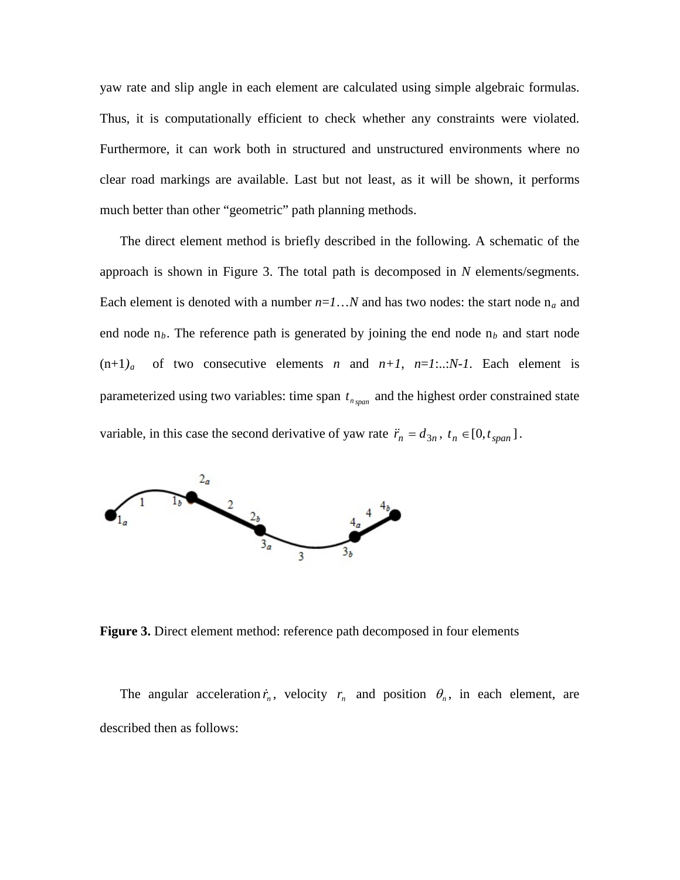yaw rate and slip angle in each element are calculated using simple algebraic formulas. Thus, it is computationally efficient to check whether any constraints were violated. Furthermore, it can work both in structured and unstructured environments where no clear road markings are available. Last but not least, as it will be shown, it performs much better than other “geometric” path planning methods.

The direct element method is briefly described in the following. A schematic of the approach is shown in Figure 3. The total path is decomposed in *N* elements/segments. Each element is denoted with a number *n=1…N* and has two nodes: the start node $n_a$ and end node $n_b$. The reference path is generated by joining the end node $n_b$ and start node $(n+1)_a$ of two consecutive elements *n* and *n+1*, *n=1:..:N-1*. Each element is parameterized using two variables: time span $t_{n\,span}$ and the highest order constrained state variable, in this case the second derivative of yaw rate $\ddot{r}_n = d_{3n}$, $t_n \in [0, t_{span}]$.

1ₐ 1 1_b 2ₐ 2 2_b 3ₐ 3 3_b 4ₐ 4 4_b

**Figure 3.** Direct element method: reference path decomposed in four elements

The angular acceleration $\dot{r}_n$, velocity $r_n$ and position $\theta_n$, in each element, are described then as follows: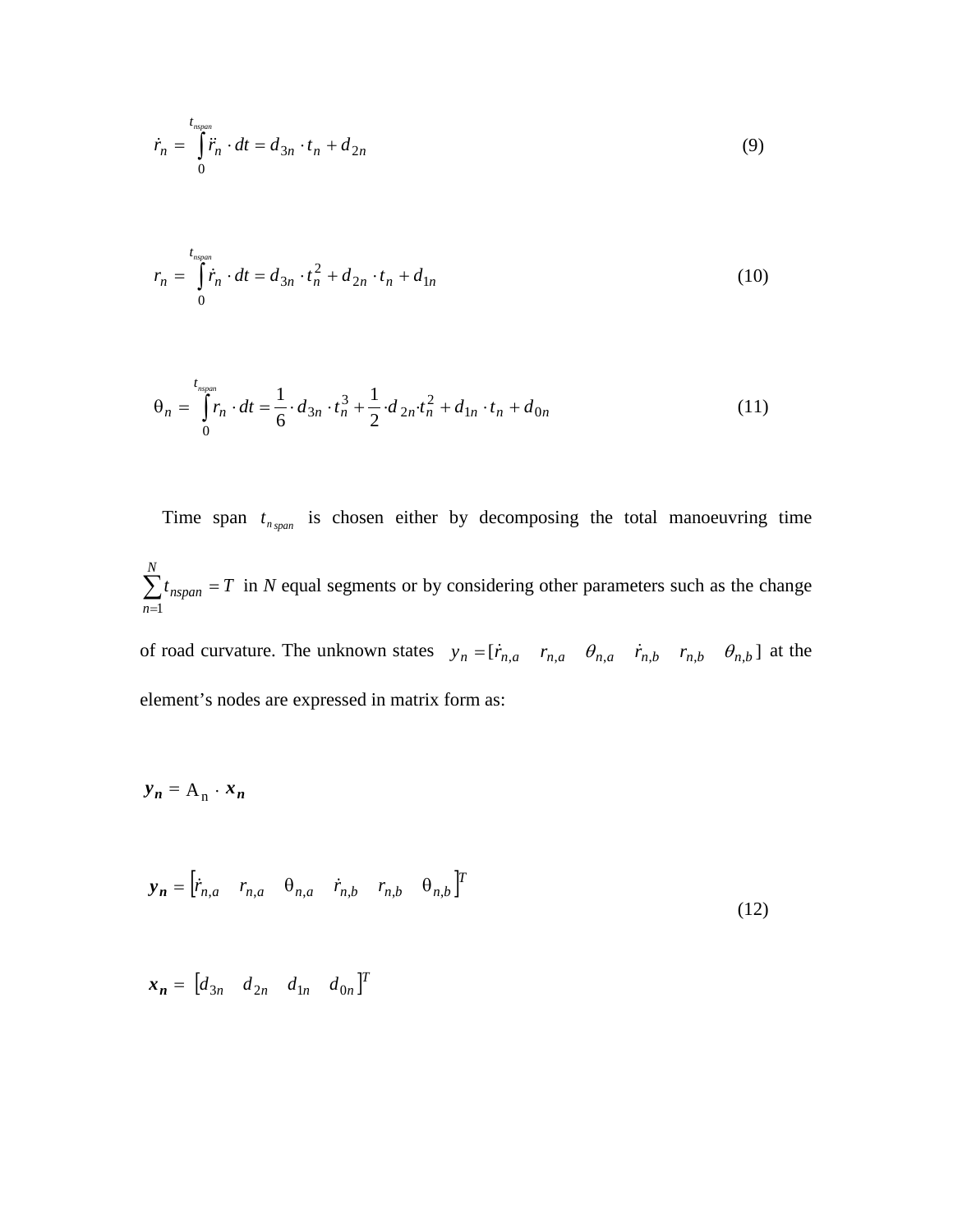$$\dot{r}_n = \int_0^{t_{nspan}} \ddot{r}_n \cdot dt = d_{3n} \cdot t_n + d_{2n} \tag{9}$$

$$r_n = \int_0^{t_{nspan}} \dot{r}_n \cdot dt = d_{3n} \cdot t_n^2 + d_{2n} \cdot t_n + d_{1n} \tag{10}$$

$$\theta_n = \int_0^{t_{nspan}} r_n \cdot dt = \frac{1}{6} \cdot d_{3n} \cdot t_n^3 + \frac{1}{2} \cdot d_{2n} \cdot t_n^2 + d_{1n} \cdot t_n + d_{0n} \tag{11}$$

Time span $t_{n\,span}$ is chosen either by decomposing the total manoeuvring time $\sum_{n=1}^{N} t_{nspan} = T$ in $N$ equal segments or by considering other parameters such as the change of road curvature. The unknown states $y_n = [\dot{r}_{n,a} \quad r_{n,a} \quad \theta_{n,a} \quad \dot{r}_{n,b} \quad r_{n,b} \quad \theta_{n,b}]$ at the element's nodes are expressed in matrix form as:

$$\boldsymbol{y_n} = \mathrm{A_n} \cdot \boldsymbol{x_n}$$

$$\boldsymbol{y_n} = \begin{bmatrix} \dot{r}_{n,a} & r_{n,a} & \theta_{n,a} & \dot{r}_{n,b} & r_{n,b} & \theta_{n,b} \end{bmatrix}^T \tag{12}$$

$$\boldsymbol{x_n} = \begin{bmatrix} d_{3n} & d_{2n} & d_{1n} & d_{0n} \end{bmatrix}^T$$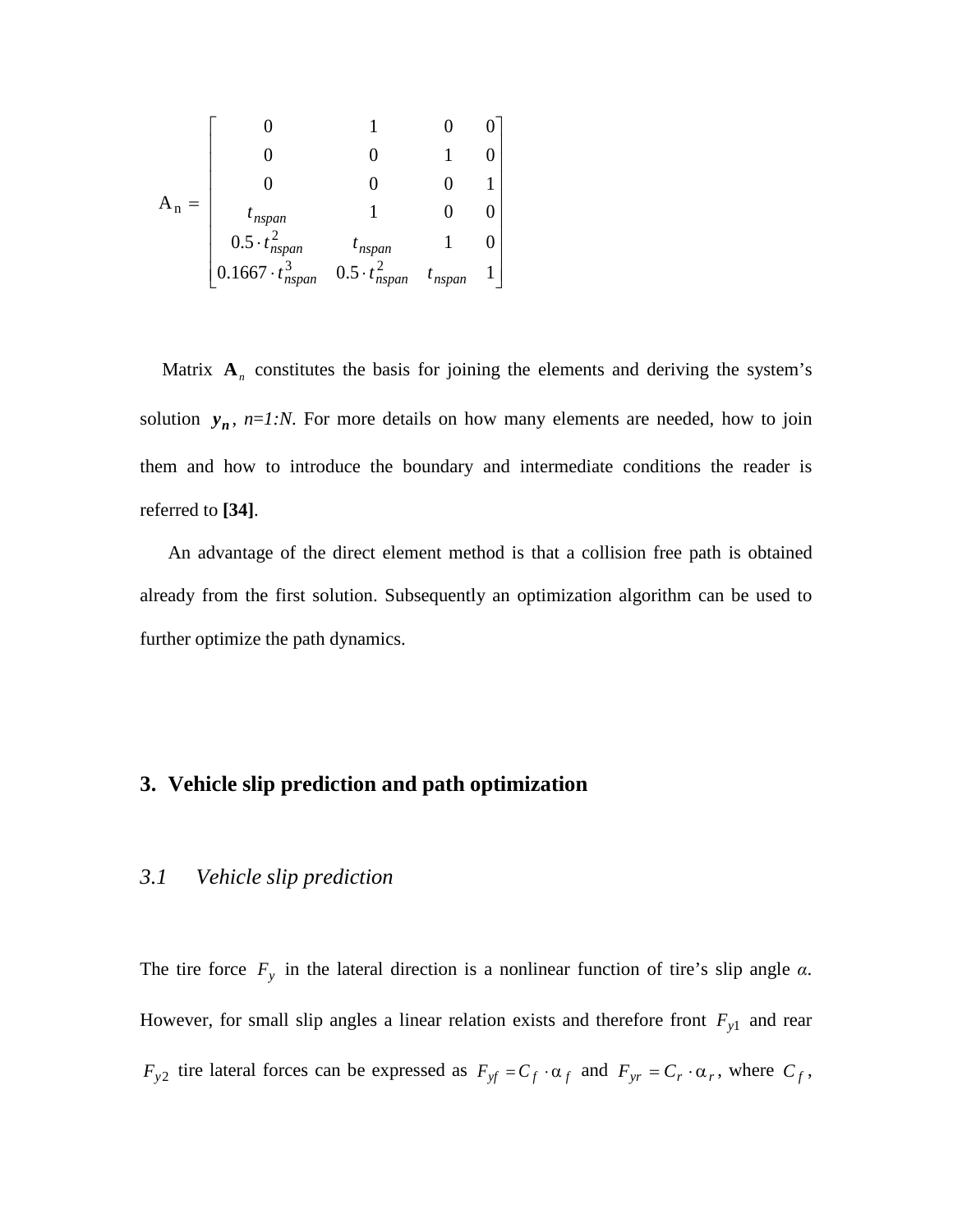$$
\mathrm{A_n} = \begin{bmatrix} 0 & 1 & 0 & 0 \\ 0 & 0 & 1 & 0 \\ 0 & 0 & 0 & 1 \\ t_{nspan} & 1 & 0 & 0 \\ 0.5 \cdot t_{nspan}^2 & t_{nspan} & 1 & 0 \\ 0.1667 \cdot t_{nspan}^3 & 0.5 \cdot t_{nspan}^2 & t_{nspan} & 1 \end{bmatrix}
$$

Matrix $\mathbf{A}_n$ constitutes the basis for joining the elements and deriving the system's solution $\boldsymbol{y_n}$, *n=1:N*. For more details on how many elements are needed, how to join them and how to introduce the boundary and intermediate conditions the reader is referred to **[34]**.

An advantage of the direct element method is that a collision free path is obtained already from the first solution. Subsequently an optimization algorithm can be used to further optimize the path dynamics.

## 3. Vehicle slip prediction and path optimization

### *3.1 Vehicle slip prediction*

The tire force $F_y$ in the lateral direction is a nonlinear function of tire's slip angle *α*. However, for small slip angles a linear relation exists and therefore front $F_{y1}$ and rear $F_{y2}$ tire lateral forces can be expressed as $F_{yf} = C_f \cdot \alpha_f$ and $F_{yr} = C_r \cdot \alpha_r$, where $C_f$,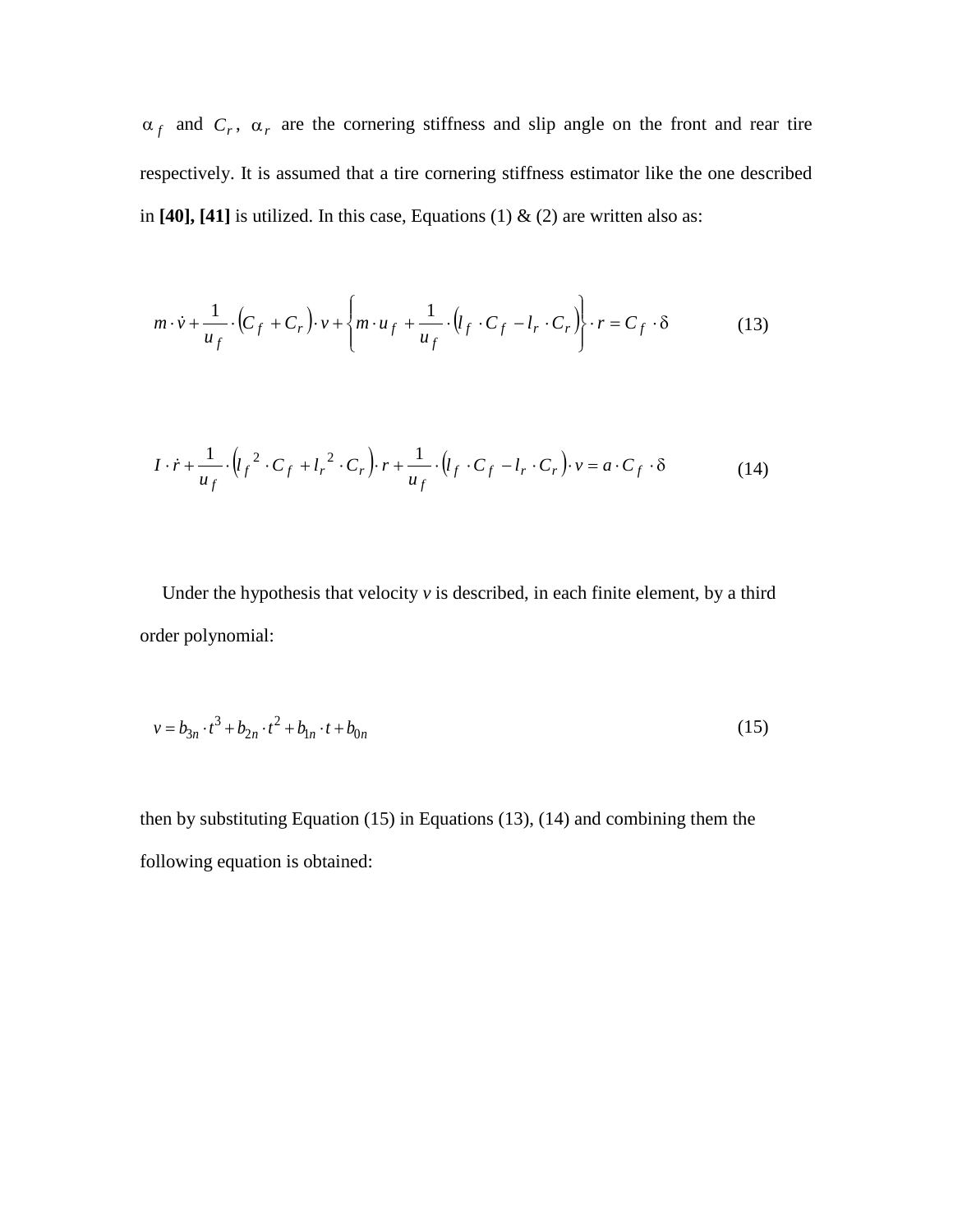$\alpha_f$ and $C_r$, $\alpha_r$ are the cornering stiffness and slip angle on the front and rear tire respectively. It is assumed that a tire cornering stiffness estimator like the one described in **[40], [41]** is utilized. In this case, Equations (1) & (2) are written also as:

$$m \cdot \dot{v} + \frac{1}{u_f} \cdot \left(C_f + C_r\right) \cdot v + \left\{ m \cdot u_f + \frac{1}{u_f} \cdot \left(l_f \cdot C_f - l_r \cdot C_r\right) \right\} \cdot r = C_f \cdot \delta \tag{13}$$

$$I \cdot \dot{r} + \frac{1}{u_f} \cdot \left(l_f{}^2 \cdot C_f + l_r{}^2 \cdot C_r\right) \cdot r + \frac{1}{u_f} \cdot \left(l_f \cdot C_f - l_r \cdot C_r\right) \cdot v = a \cdot C_f \cdot \delta \tag{14}$$

Under the hypothesis that velocity *v* is described, in each finite element, by a third order polynomial:

$$v = b_{3n} \cdot t^3 + b_{2n} \cdot t^2 + b_{1n} \cdot t + b_{0n} \tag{15}$$

then by substituting Equation (15) in Equations (13), (14) and combining them the following equation is obtained: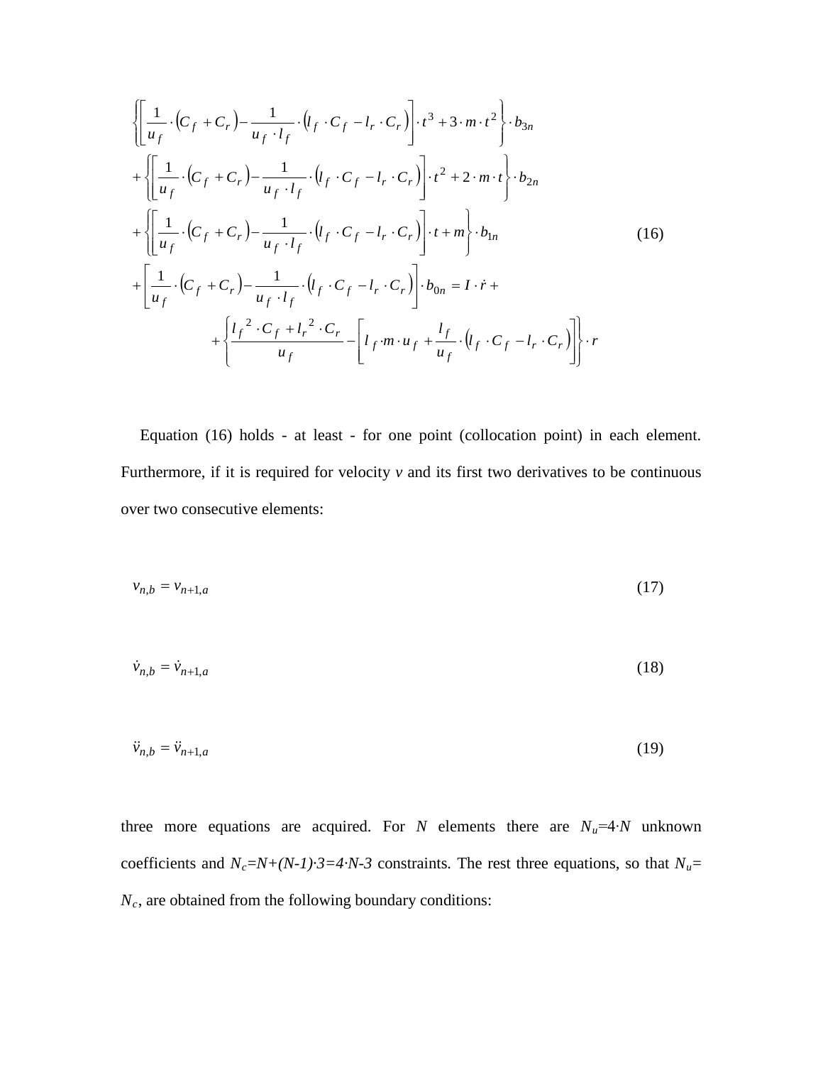$$
\begin{aligned}
&\left\{\left[\frac{1}{u_f}\cdot\left(C_f+C_r\right)-\frac{1}{u_f\cdot l_f}\cdot\left(l_f\cdot C_f-l_r\cdot C_r\right)\right]\cdot t^3+3\cdot m\cdot t^2\right\}\cdot b_{3n}\\
&+\left\{\left[\frac{1}{u_f}\cdot\left(C_f+C_r\right)-\frac{1}{u_f\cdot l_f}\cdot\left(l_f\cdot C_f-l_r\cdot C_r\right)\right]\cdot t^2+2\cdot m\cdot t\right\}\cdot b_{2n}\\
&+\left\{\left[\frac{1}{u_f}\cdot\left(C_f+C_r\right)-\frac{1}{u_f\cdot l_f}\cdot\left(l_f\cdot C_f-l_r\cdot C_r\right)\right]\cdot t+m\right\}\cdot b_{1n}\\
&+\left[\frac{1}{u_f}\cdot\left(C_f+C_r\right)-\frac{1}{u_f\cdot l_f}\cdot\left(l_f\cdot C_f-l_r\cdot C_r\right)\right]\cdot b_{0n}=I\cdot\dot{r}+\\
&\qquad+\left\{\frac{l_f{}^2\cdot C_f+l_r{}^2\cdot C_r}{u_f}-\left[l_f\cdot m\cdot u_f+\frac{l_f}{u_f}\cdot\left(l_f\cdot C_f-l_r\cdot C_r\right)\right]\right\}\cdot r
\end{aligned}
\tag{16}
$$

Equation (16) holds - at least - for one point (collocation point) in each element. Furthermore, if it is required for velocity $v$ and its first two derivatives to be continuous over two consecutive elements:

$$v_{n,b}=v_{n+1,a} \tag{17}$$

$$\dot{v}_{n,b}=\dot{v}_{n+1,a} \tag{18}$$

$$\ddot{v}_{n,b}=\ddot{v}_{n+1,a} \tag{19}$$

three more equations are acquired. For $N$ elements there are $N_u=4\cdot N$ unknown coefficients and $N_c=N+(N-1)\cdot 3=4\cdot N-3$ constraints. The rest three equations, so that $N_u=N_c$, are obtained from the following boundary conditions: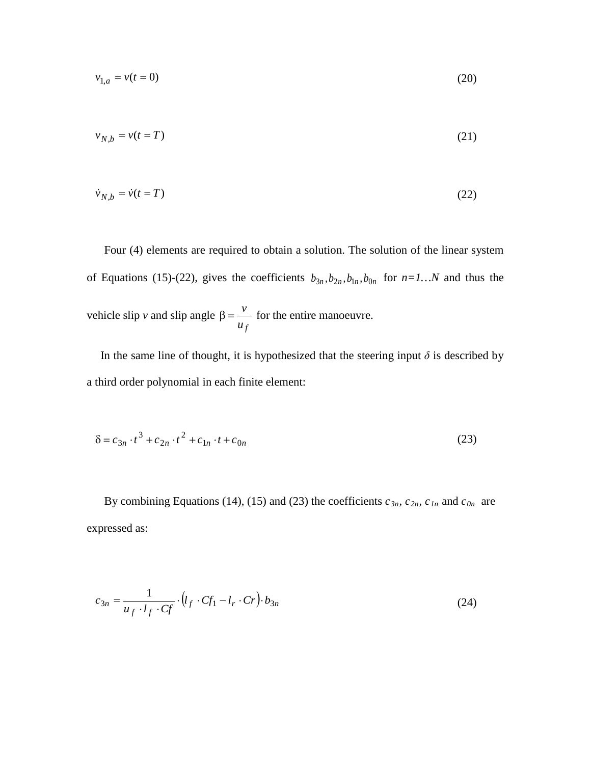$$v_{1,a} = v(t = 0) \tag{20}$$

$$v_{N,b} = v(t = T) \tag{21}$$

$$\dot{v}_{N,b} = \dot{v}(t = T) \tag{22}$$

Four (4) elements are required to obtain a solution. The solution of the linear system of Equations (15)-(22), gives the coefficients $b_{3n}, b_{2n}, b_{1n}, b_{0n}$ for $n=1\ldots N$ and thus the vehicle slip $v$ and slip angle $\beta = \frac{v}{u_f}$ for the entire manoeuvre.

In the same line of thought, it is hypothesized that the steering input $\delta$ is described by a third order polynomial in each finite element:

$$\delta = c_{3n} \cdot t^3 + c_{2n} \cdot t^2 + c_{1n} \cdot t + c_{0n} \tag{23}$$

By combining Equations (14), (15) and (23) the coefficients $c_{3n}$, $c_{2n}$, $c_{1n}$ and $c_{0n}$ are expressed as:

$$c_{3n} = \frac{1}{u_f \cdot l_f \cdot Cf} \cdot \left( l_f \cdot Cf_1 - l_r \cdot Cr \right) \cdot b_{3n} \tag{24}$$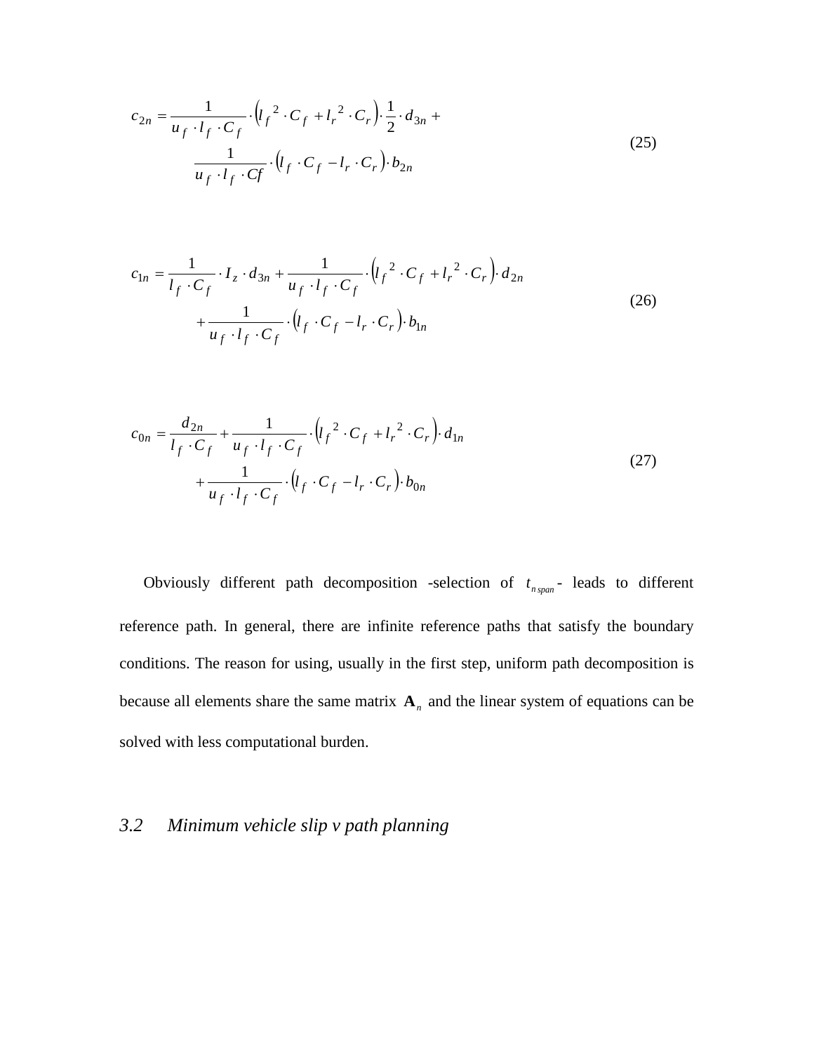$$c_{2n} = \frac{1}{u_f \cdot l_f \cdot C_f} \cdot \left( l_f^{\,2} \cdot C_f + l_r^{\,2} \cdot C_r \right) \cdot \frac{1}{2} \cdot d_{3n} + \frac{1}{u_f \cdot l_f \cdot Cf} \cdot \left( l_f \cdot C_f - l_r \cdot C_r \right) \cdot b_{2n} \tag{25}$$

$$c_{1n} = \frac{1}{l_f \cdot C_f} \cdot I_z \cdot d_{3n} + \frac{1}{u_f \cdot l_f \cdot C_f} \cdot \left( l_f^{\,2} \cdot C_f + l_r^{\,2} \cdot C_r \right) \cdot d_{2n} + \frac{1}{u_f \cdot l_f \cdot C_f} \cdot \left( l_f \cdot C_f - l_r \cdot C_r \right) \cdot b_{1n} \tag{26}$$

$$c_{0n} = \frac{d_{2n}}{l_f \cdot C_f} + \frac{1}{u_f \cdot l_f \cdot C_f} \cdot \left( l_f^{\,2} \cdot C_f + l_r^{\,2} \cdot C_r \right) \cdot d_{1n} + \frac{1}{u_f \cdot l_f \cdot C_f} \cdot \left( l_f \cdot C_f - l_r \cdot C_r \right) \cdot b_{0n} \tag{27}$$

Obviously different path decomposition -selection of $t_{n\,span}$- leads to different reference path. In general, there are infinite reference paths that satisfy the boundary conditions. The reason for using, usually in the first step, uniform path decomposition is because all elements share the same matrix $\mathbf{A}_n$ and the linear system of equations can be solved with less computational burden.

### *3.2 Minimum vehicle slip v path planning*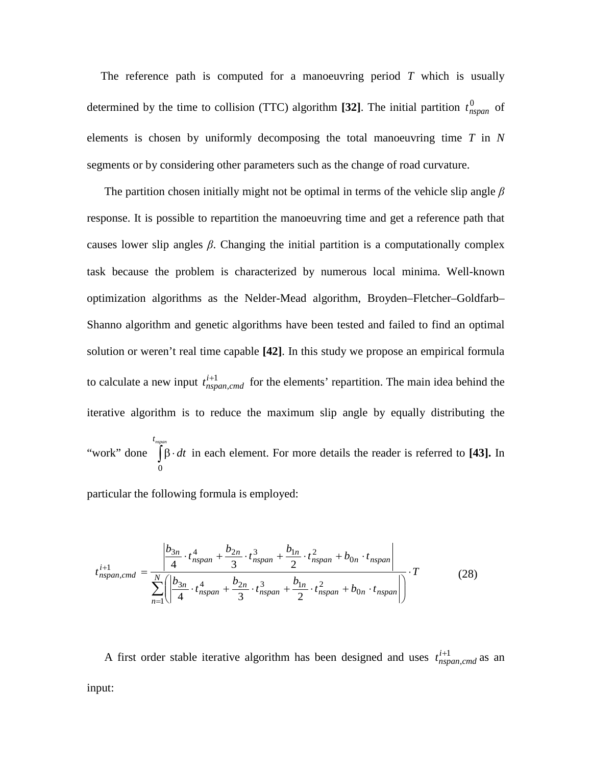The reference path is computed for a manoeuvring period $T$ which is usually determined by the time to collision (TTC) algorithm **[32]**. The initial partition $t_{nspan}^{0}$ of elements is chosen by uniformly decomposing the total manoeuvring time $T$ in $N$ segments or by considering other parameters such as the change of road curvature.

The partition chosen initially might not be optimal in terms of the vehicle slip angle $\beta$ response. It is possible to repartition the manoeuvring time and get a reference path that causes lower slip angles $\beta$. Changing the initial partition is a computationally complex task because the problem is characterized by numerous local minima. Well-known optimization algorithms as the Nelder-Mead algorithm, Broyden–Fletcher–Goldfarb–Shanno algorithm and genetic algorithms have been tested and failed to find an optimal solution or weren't real time capable **[42]**. In this study we propose an empirical formula to calculate a new input $t_{nspan,cmd}^{i+1}$ for the elements' repartition. The main idea behind the iterative algorithm is to reduce the maximum slip angle by equally distributing the "work" done $\int_{0}^{t_{nspan}} \beta \cdot dt$ in each element. For more details the reader is referred to **[43].** In particular the following formula is employed:

$$t_{nspan,cmd}^{i+1} = \frac{\left| \frac{b_{3n}}{4} \cdot t_{nspan}^{4} + \frac{b_{2n}}{3} \cdot t_{nspan}^{3} + \frac{b_{1n}}{2} \cdot t_{nspan}^{2} + b_{0n} \cdot t_{nspan} \right|}{\sum_{n=1}^{N} \left( \left| \frac{b_{3n}}{4} \cdot t_{nspan}^{4} + \frac{b_{2n}}{3} \cdot t_{nspan}^{3} + \frac{b_{1n}}{2} \cdot t_{nspan}^{2} + b_{0n} \cdot t_{nspan} \right| \right)} \cdot T \tag{28}$$

A first order stable iterative algorithm has been designed and uses $t_{nspan,cmd}^{i+1}$ as an input: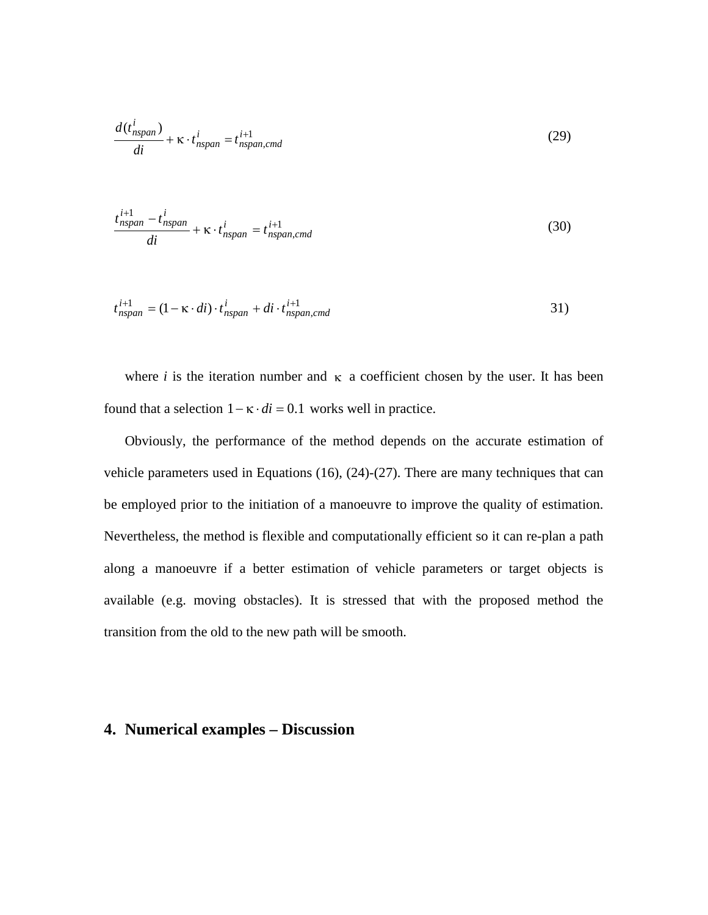$$\frac{d(t_{nspan}^{i})}{di} + \kappa \cdot t_{nspan}^{i} = t_{nspan,cmd}^{i+1} \tag{29}$$

$$\frac{t_{nspan}^{i+1} - t_{nspan}^{i}}{di} + \kappa \cdot t_{nspan}^{i} = t_{nspan,cmd}^{i+1} \tag{30}$$

$$t_{nspan}^{i+1} = (1 - \kappa \cdot di) \cdot t_{nspan}^{i} + di \cdot t_{nspan,cmd}^{i+1} \tag{31}$$

where $i$ is the iteration number and $\kappa$ a coefficient chosen by the user. It has been found that a selection $1 - \kappa \cdot di = 0.1$ works well in practice.

Obviously, the performance of the method depends on the accurate estimation of vehicle parameters used in Equations (16), (24)-(27). There are many techniques that can be employed prior to the initiation of a manoeuvre to improve the quality of estimation. Nevertheless, the method is flexible and computationally efficient so it can re-plan a path along a manoeuvre if a better estimation of vehicle parameters or target objects is available (e.g. moving obstacles). It is stressed that with the proposed method the transition from the old to the new path will be smooth.

## 4. Numerical examples – Discussion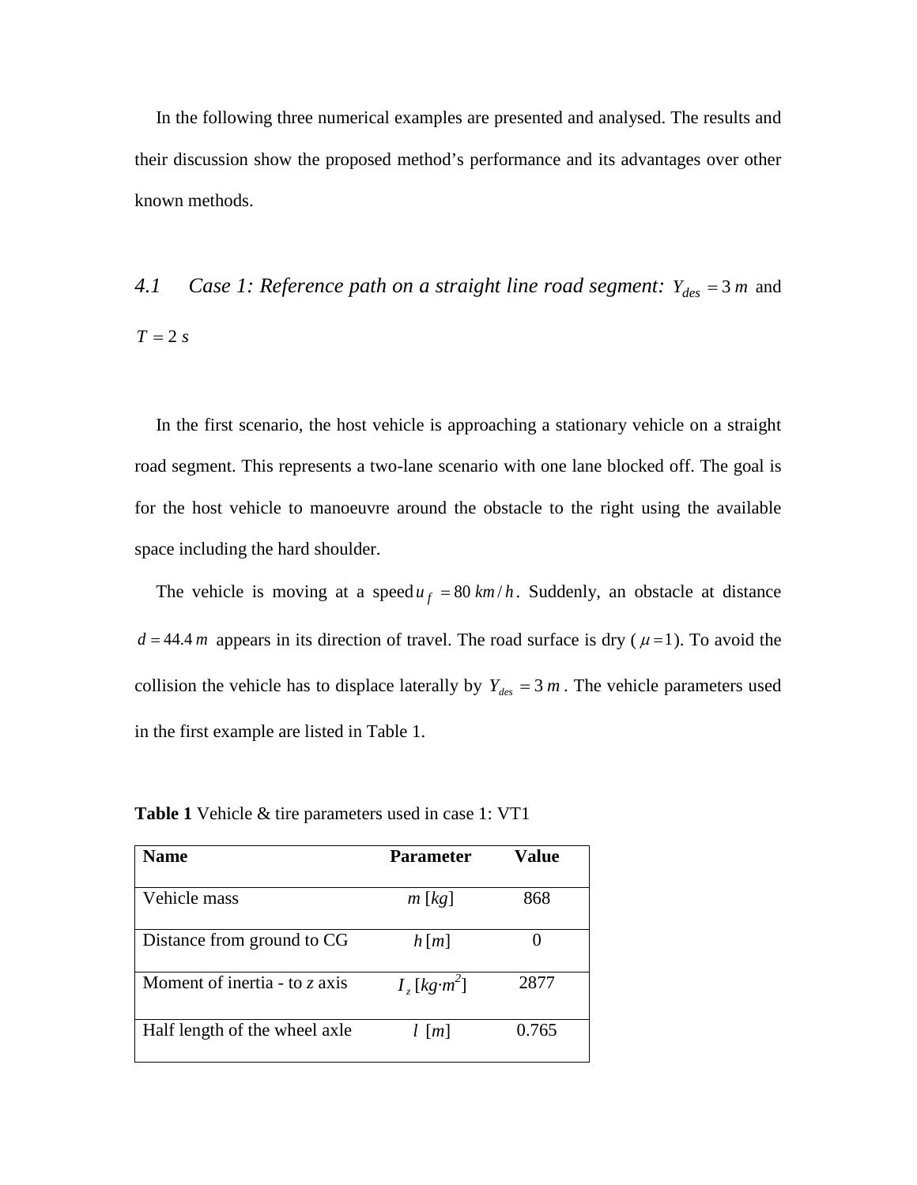In the following three numerical examples are presented and analysed. The results and their discussion show the proposed method's performance and its advantages over other known methods.

### 4.1 *Case 1: Reference path on a straight line road segment:* $Y_{des} = 3\ m$ and $T = 2\ s$

In the first scenario, the host vehicle is approaching a stationary vehicle on a straight road segment. This represents a two-lane scenario with one lane blocked off. The goal is for the host vehicle to manoeuvre around the obstacle to the right using the available space including the hard shoulder.

The vehicle is moving at a speed $u_f = 80\ km/h$. Suddenly, an obstacle at distance $d = 44.4\ m$ appears in its direction of travel. The road surface is dry ($\mu = 1$). To avoid the collision the vehicle has to displace laterally by $Y_{des} = 3\ m$. The vehicle parameters used in the first example are listed in Table 1.

**Table 1** Vehicle & tire parameters used in case 1: VT1

| **Name** | **Parameter** | **Value** |
|---|---|---|
| Vehicle mass | $m\ [kg]$ | 868 |
| Distance from ground to CG | $h\ [m]$ | 0 |
| Moment of inertia - to *z* axis | $I_z\ [kg{\cdot}m^2]$ | 2877 |
| Half length of the wheel axle | $l\ [m]$ | 0.765 |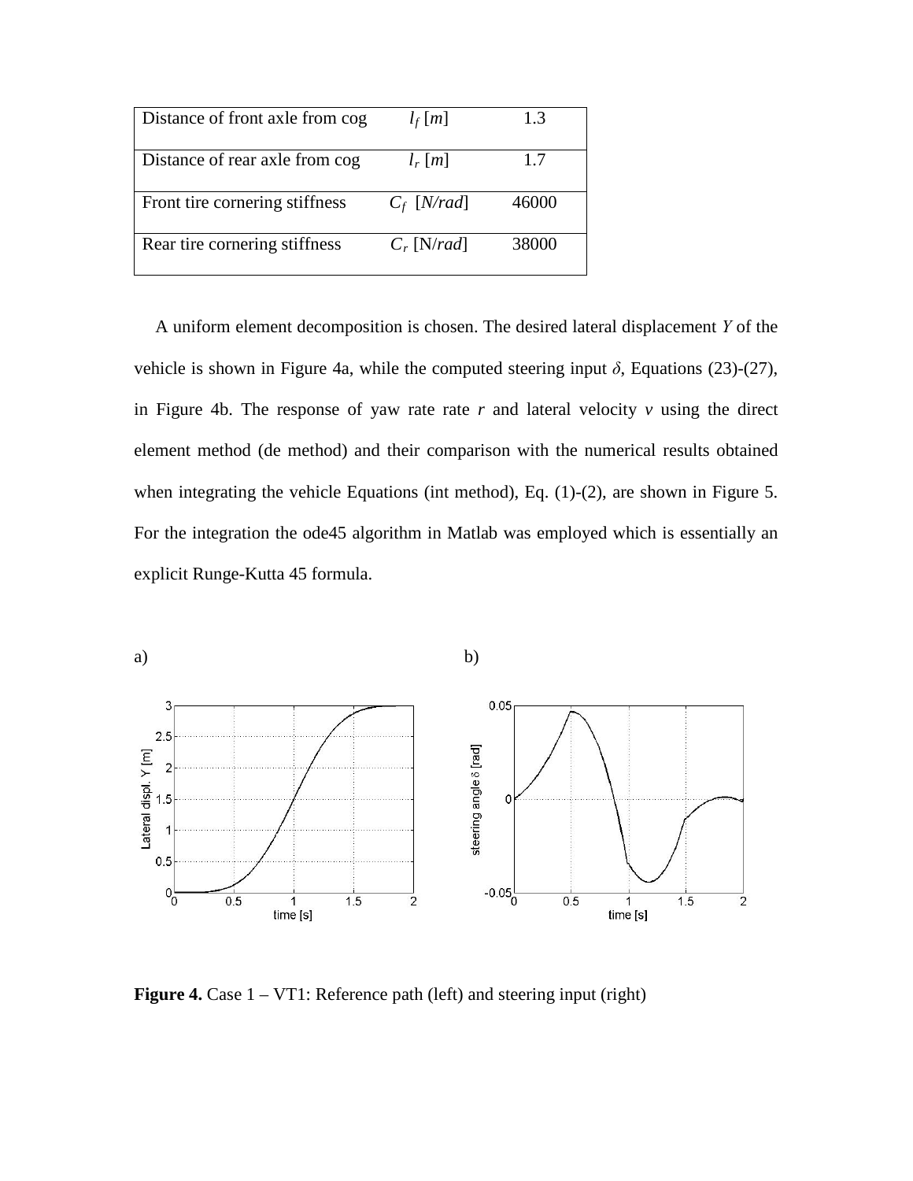| Distance of front axle from cog | $l_f$ [$m$] | 1.3 |
|---|---|---|
| Distance of rear axle from cog | $l_r$ [$m$] | 1.7 |
| Front tire cornering stiffness | $C_f$ [$N/rad$] | 46000 |
| Rear tire cornering stiffness | $C_r$ [N/$rad$] | 38000 |

A uniform element decomposition is chosen. The desired lateral displacement $Y$ of the vehicle is shown in Figure 4a, while the computed steering input $\delta$, Equations (23)-(27), in Figure 4b. The response of yaw rate rate $r$ and lateral velocity $v$ using the direct element method (de method) and their comparison with the numerical results obtained when integrating the vehicle Equations (int method), Eq. (1)-(2), are shown in Figure 5. For the integration the ode45 algorithm in Matlab was employed which is essentially an explicit Runge-Kutta 45 formula.

**Figure 4.** Case 1 – VT1: Reference path (left) and steering input (right)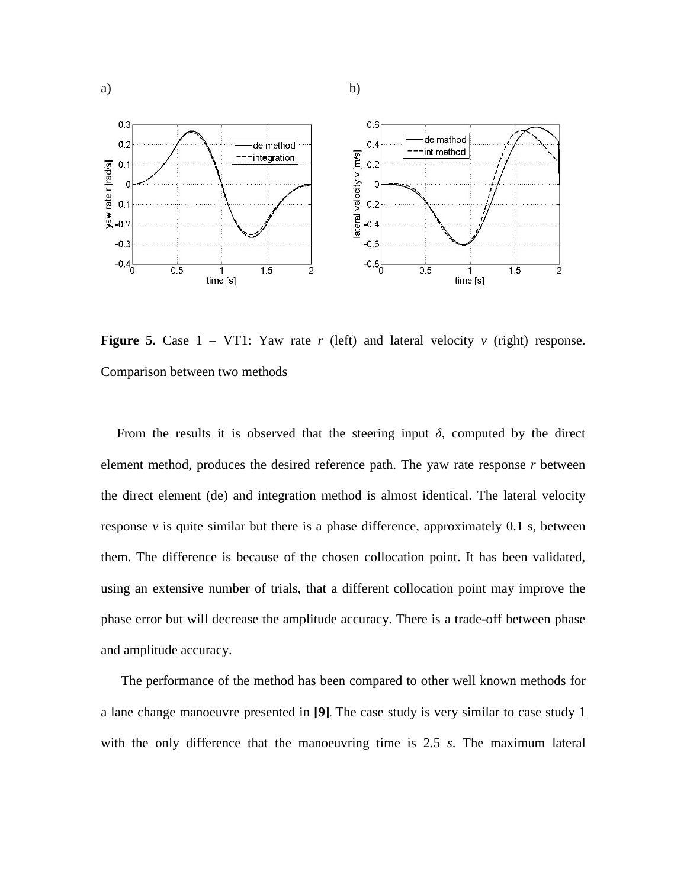a) b)

0.3
0.2
0.1
0
-0.1
-0.2
-0.3
-0.4
yaw rate r [rad/s]
0 0.5 1 1.5 2
time [s]
de method
integration

0.6
0.4
0.2
0
-0.2
-0.4
-0.6
-0.8
lateral velocity v [m/s]
0 0.5 1 1.5 2
time [s]
de mathod
int method

**Figure 5.** Case 1 – VT1: Yaw rate *r* (left) and lateral velocity *v* (right) response. Comparison between two methods

From the results it is observed that the steering input $\delta$, computed by the direct element method, produces the desired reference path. The yaw rate response *r* between the direct element (de) and integration method is almost identical. The lateral velocity response *v* is quite similar but there is a phase difference, approximately 0.1 s, between them. The difference is because of the chosen collocation point. It has been validated, using an extensive number of trials, that a different collocation point may improve the phase error but will decrease the amplitude accuracy. There is a trade-off between phase and amplitude accuracy.

The performance of the method has been compared to other well known methods for a lane change manoeuvre presented in **[9]**. The case study is very similar to case study 1 with the only difference that the manoeuvring time is 2.5 *s*. The maximum lateral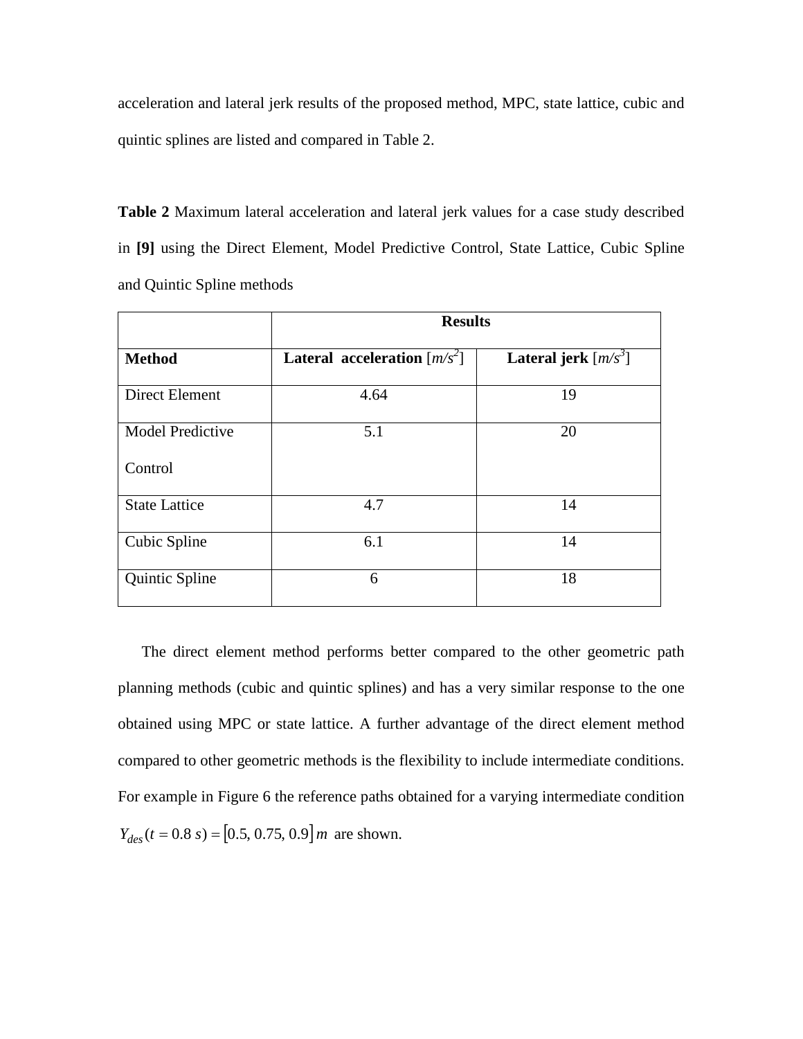acceleration and lateral jerk results of the proposed method, MPC, state lattice, cubic and quintic splines are listed and compared in Table 2.

**Table 2** Maximum lateral acceleration and lateral jerk values for a case study described in **[9]** using the Direct Element, Model Predictive Control, State Lattice, Cubic Spline and Quintic Spline methods

| | **Results** | |
|---|---|---|
| **Method** | **Lateral acceleration** [$m/s^2$] | **Lateral jerk** [$m/s^3$] |
| Direct Element | 4.64 | 19 |
| Model Predictive Control | 5.1 | 20 |
| State Lattice | 4.7 | 14 |
| Cubic Spline | 6.1 | 14 |
| Quintic Spline | 6 | 18 |

The direct element method performs better compared to the other geometric path planning methods (cubic and quintic splines) and has a very similar response to the one obtained using MPC or state lattice. A further advantage of the direct element method compared to other geometric methods is the flexibility to include intermediate conditions. For example in Figure 6 the reference paths obtained for a varying intermediate condition $Y_{des}(t = 0.8\ s) = [0.5,\ 0.75,\ 0.9]\ m$ are shown.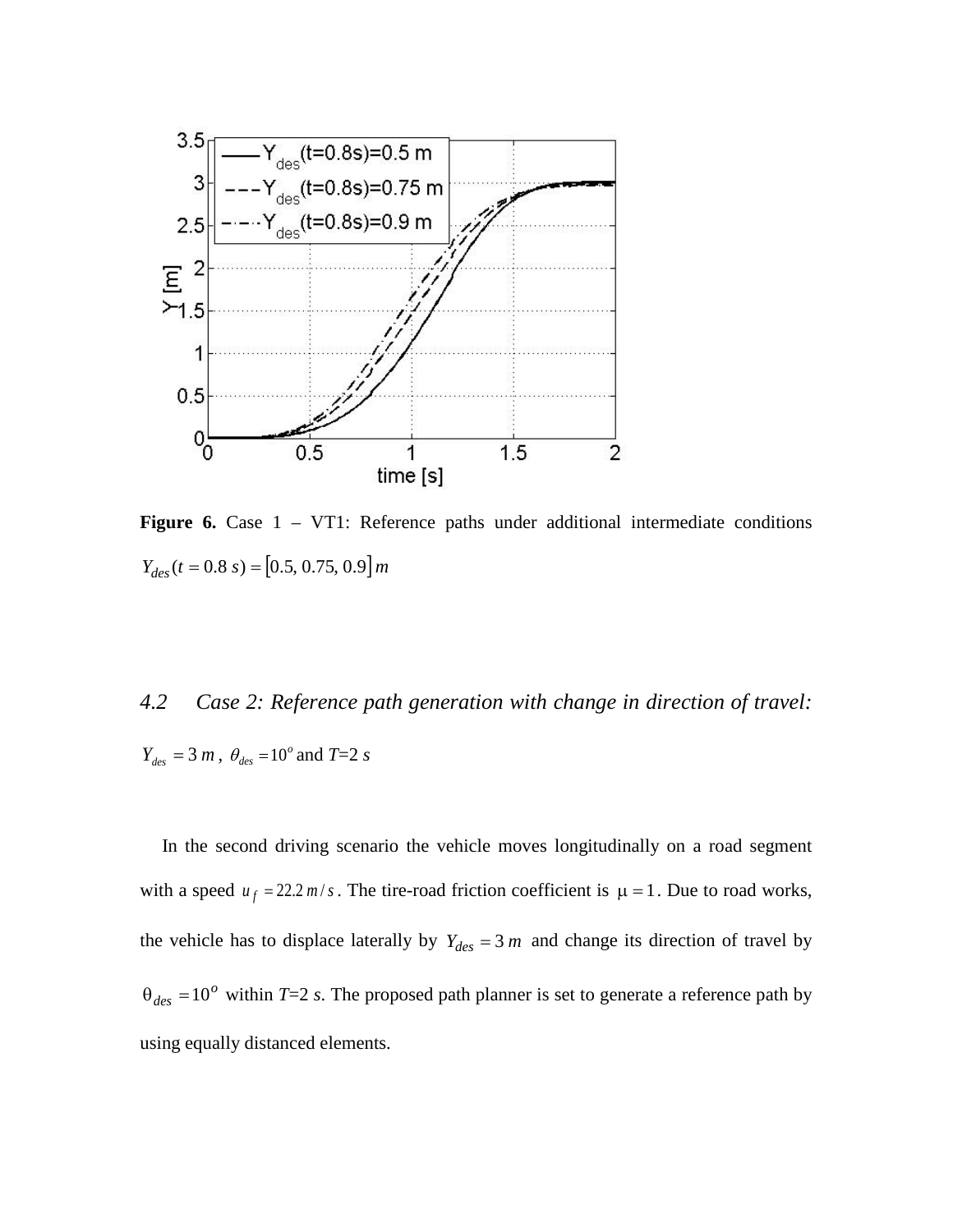3.5
3
2.5
2
1.5
1
0.5
0
Y [m]
0
0.5
1
1.5
2
time [s]
$Y_{des}$(t=0.8s)=0.5 m
$Y_{des}$(t=0.8s)=0.75 m
$Y_{des}$(t=0.8s)=0.9 m

**Figure 6.** Case 1 – VT1: Reference paths under additional intermediate conditions $Y_{des}(t = 0.8\ s) = [0.5,\ 0.75,\ 0.9]\ m$

### 4.2 *Case 2: Reference path generation with change in direction of travel:* $Y_{des} = 3\ m$, $\theta_{des} = 10^o$ *and* $T$=2 $s$

In the second driving scenario the vehicle moves longitudinally on a road segment with a speed $u_f = 22.2\ m/s$. The tire-road friction coefficient is $\mu = 1$. Due to road works, the vehicle has to displace laterally by $Y_{des} = 3\ m$ and change its direction of travel by $\theta_{des} = 10^o$ within $T$=2 $s$. The proposed path planner is set to generate a reference path by using equally distanced elements.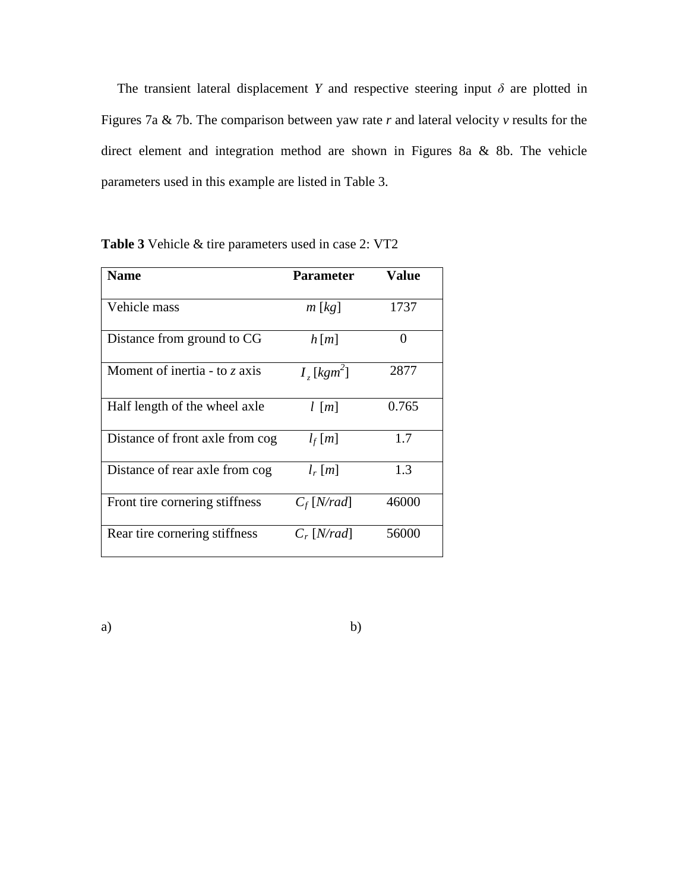The transient lateral displacement $Y$ and respective steering input $\delta$ are plotted in Figures 7a & 7b. The comparison between yaw rate $r$ and lateral velocity $v$ results for the direct element and integration method are shown in Figures 8a & 8b. The vehicle parameters used in this example are listed in Table 3.

**Table 3** Vehicle & tire parameters used in case 2: VT2

| **Name** | **Parameter** | **Value** |
| --- | --- | --- |
| Vehicle mass | $m$ [$kg$] | 1737 |
| Distance from ground to CG | $h$ [$m$] | 0 |
| Moment of inertia - to $z$ axis | $I_z$ [$kgm^2$] | 2877 |
| Half length of the wheel axle | $l$ [$m$] | 0.765 |
| Distance of front axle from cog | $l_f$ [$m$] | 1.7 |
| Distance of rear axle from cog | $l_r$ [$m$] | 1.3 |
| Front tire cornering stiffness | $C_f$ [$N/rad$] | 46000 |
| Rear tire cornering stiffness | $C_r$ [$N/rad$] | 56000 |

a)

b)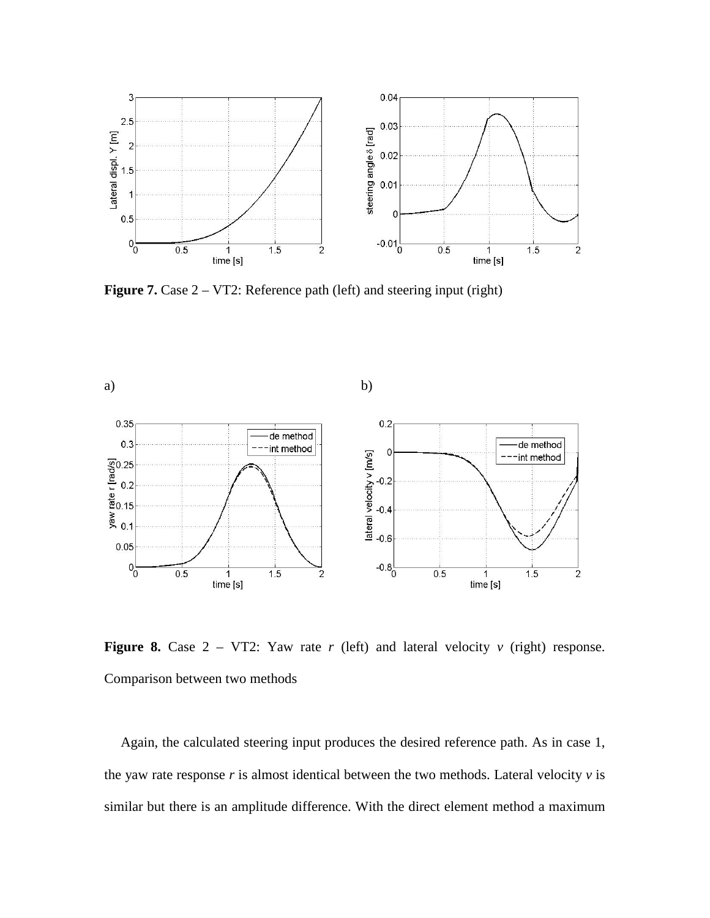Lateral displ. Y [m]

time [s]

steering angle δ [rad]

time [s]

**Figure 7.** Case 2 – VT2: Reference path (left) and steering input (right)

a)

b)

yaw rate r [rad/s]

time [s]

de method

int method

lateral velocity v [m/s]

time [s]

de method

int method

**Figure 8.** Case 2 – VT2: Yaw rate $r$ (left) and lateral velocity $v$ (right) response. Comparison between two methods

Again, the calculated steering input produces the desired reference path. As in case 1, the yaw rate response $r$ is almost identical between the two methods. Lateral velocity $v$ is similar but there is an amplitude difference. With the direct element method a maximum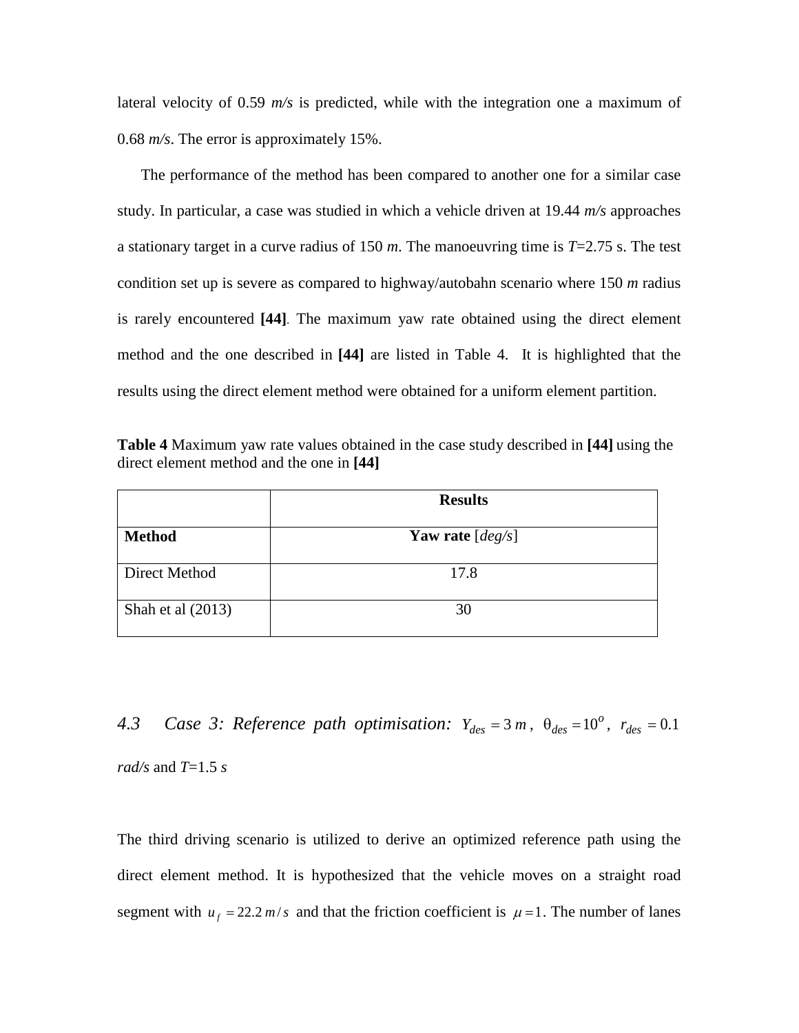lateral velocity of 0.59 *m/s* is predicted, while with the integration one a maximum of 0.68 *m/s*. The error is approximately 15%.

The performance of the method has been compared to another one for a similar case study. In particular, a case was studied in which a vehicle driven at 19.44 *m/s* approaches a stationary target in a curve radius of 150 *m*. The manoeuvring time is *T*=2.75 s. The test condition set up is severe as compared to highway/autobahn scenario where 150 *m* radius is rarely encountered **[44]**. The maximum yaw rate obtained using the direct element method and the one described in **[44]** are listed in Table 4. It is highlighted that the results using the direct element method were obtained for a uniform element partition.

**Table 4** Maximum yaw rate values obtained in the case study described in **[44]** using the direct element method and the one in **[44]**

| | **Results** |
|---|---|
| **Method** | **Yaw rate** [*deg/s*] |
| Direct Method | 17.8 |
| Shah et al (2013) | 30 |

## 4.3 *Case 3: Reference path optimisation:* $Y_{des} = 3\ m$, $\theta_{des} = 10^o$, $r_{des} = 0.1$ *rad/s* and *T*=1.5 *s*

The third driving scenario is utilized to derive an optimized reference path using the direct element method. It is hypothesized that the vehicle moves on a straight road segment with $u_f = 22.2\ m/s$ and that the friction coefficient is $\mu = 1$. The number of lanes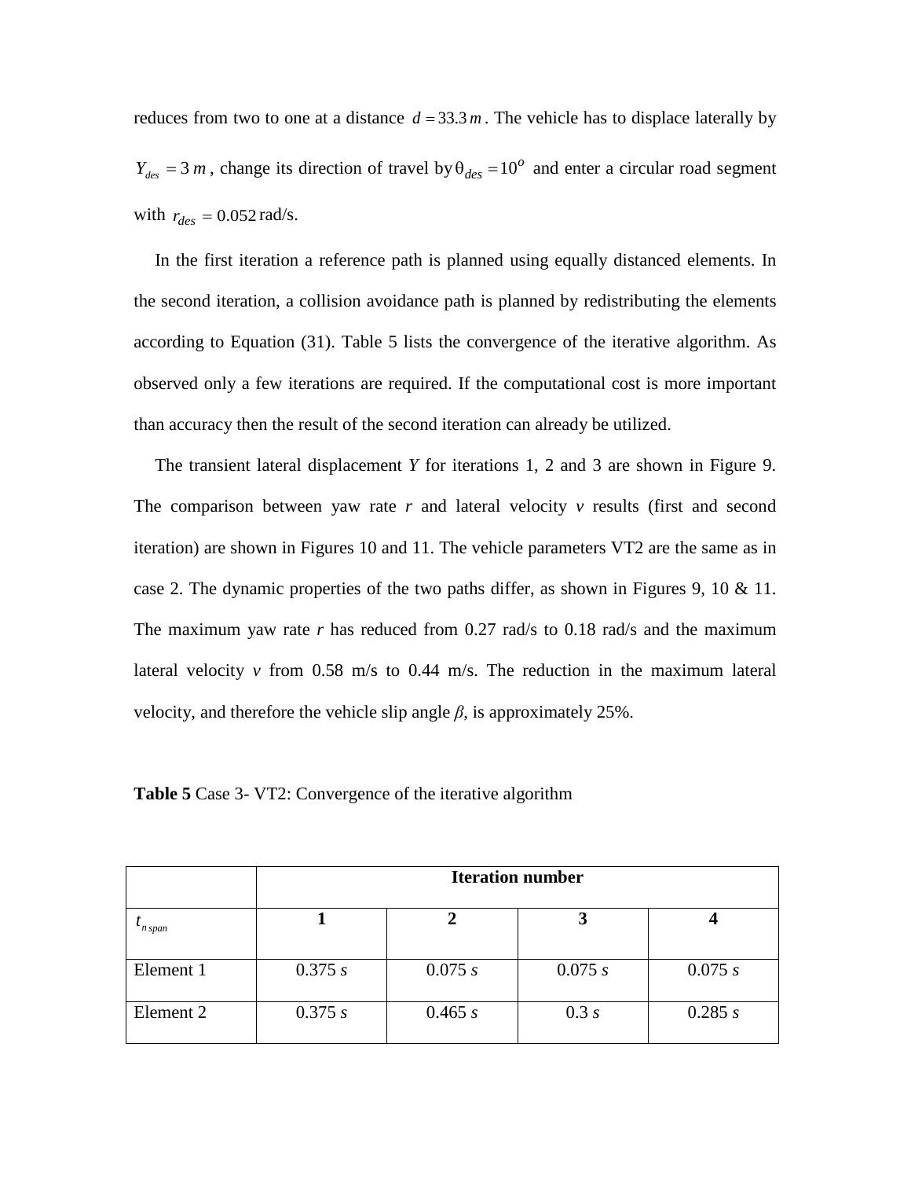reduces from two to one at a distance $d = 33.3\,m$. The vehicle has to displace laterally by $Y_{des} = 3\,m$, change its direction of travel by $\theta_{des} = 10^o$ and enter a circular road segment with $r_{des} = 0.052$ rad/s.

In the first iteration a reference path is planned using equally distanced elements. In the second iteration, a collision avoidance path is planned by redistributing the elements according to Equation (31). Table 5 lists the convergence of the iterative algorithm. As observed only a few iterations are required. If the computational cost is more important than accuracy then the result of the second iteration can already be utilized.

The transient lateral displacement *Y* for iterations 1, 2 and 3 are shown in Figure 9. The comparison between yaw rate *r* and lateral velocity *v* results (first and second iteration) are shown in Figures 10 and 11. The vehicle parameters VT2 are the same as in case 2. The dynamic properties of the two paths differ, as shown in Figures 9, 10 & 11. The maximum yaw rate *r* has reduced from 0.27 rad/s to 0.18 rad/s and the maximum lateral velocity *v* from 0.58 m/s to 0.44 m/s. The reduction in the maximum lateral velocity, and therefore the vehicle slip angle *β*, is approximately 25%.

**Table 5** Case 3- VT2: Convergence of the iterative algorithm

| | **Iteration number** | | | |
|---|---|---|---|---|
| $t_{n\,span}$ | **1** | **2** | **3** | **4** |
| Element 1 | 0.375 *s* | 0.075 *s* | 0.075 *s* | 0.075 *s* |
| Element 2 | 0.375 *s* | 0.465 *s* | 0.3 *s* | 0.285 *s* |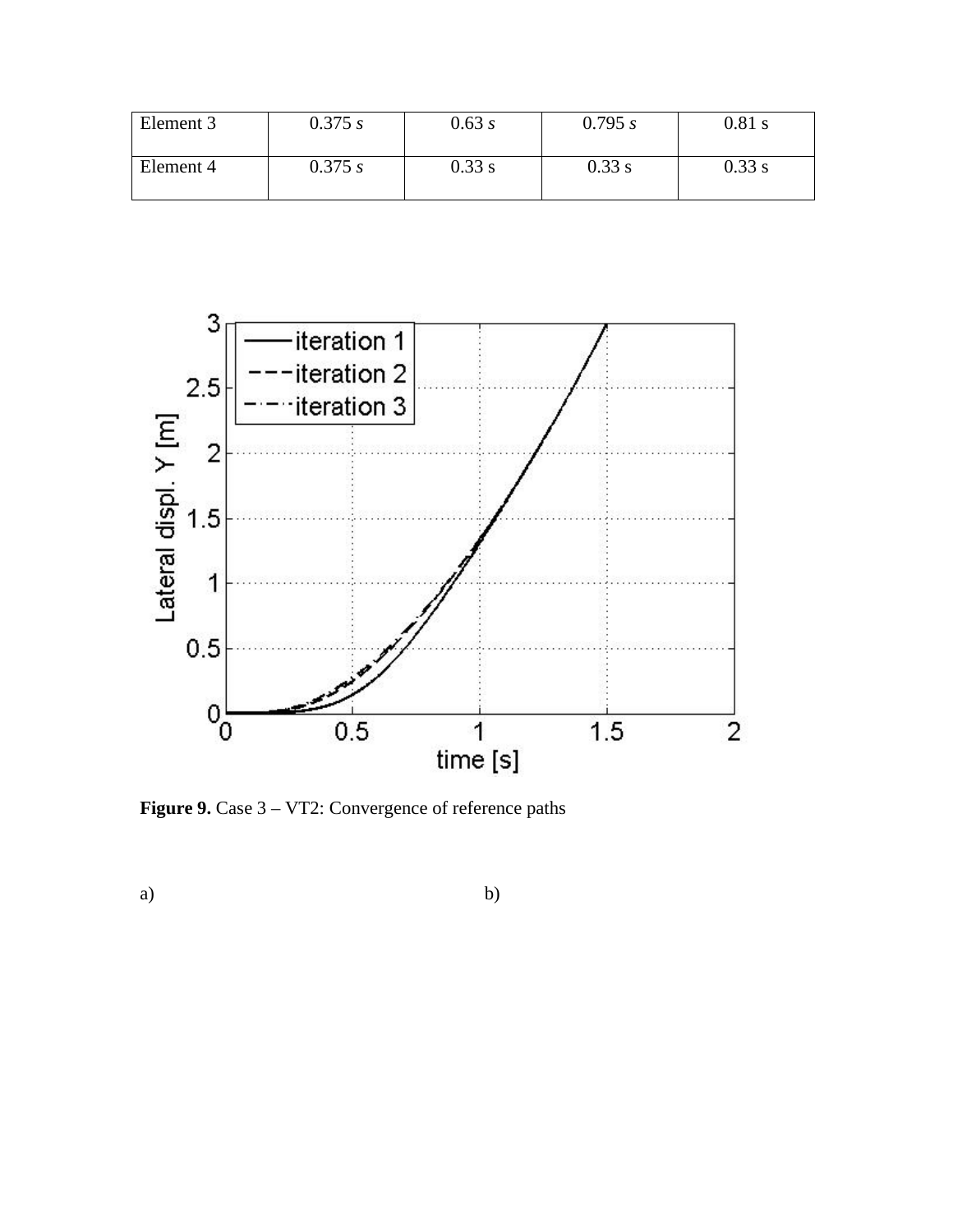| | | | | |
|---|---|---|---|---|
| Element 3 | 0.375 *s* | 0.63 *s* | 0.795 *s* | 0.81 s |
| Element 4 | 0.375 *s* | 0.33 s | 0.33 s | 0.33 s |

iteration 1
iteration 2
iteration 3
Lateral displ. Y [m]
time [s]
0
0.5
1
1.5
2
2.5
3
0
0.5
1
1.5
2

**Figure 9.** Case 3 – VT2: Convergence of reference paths

a)

b)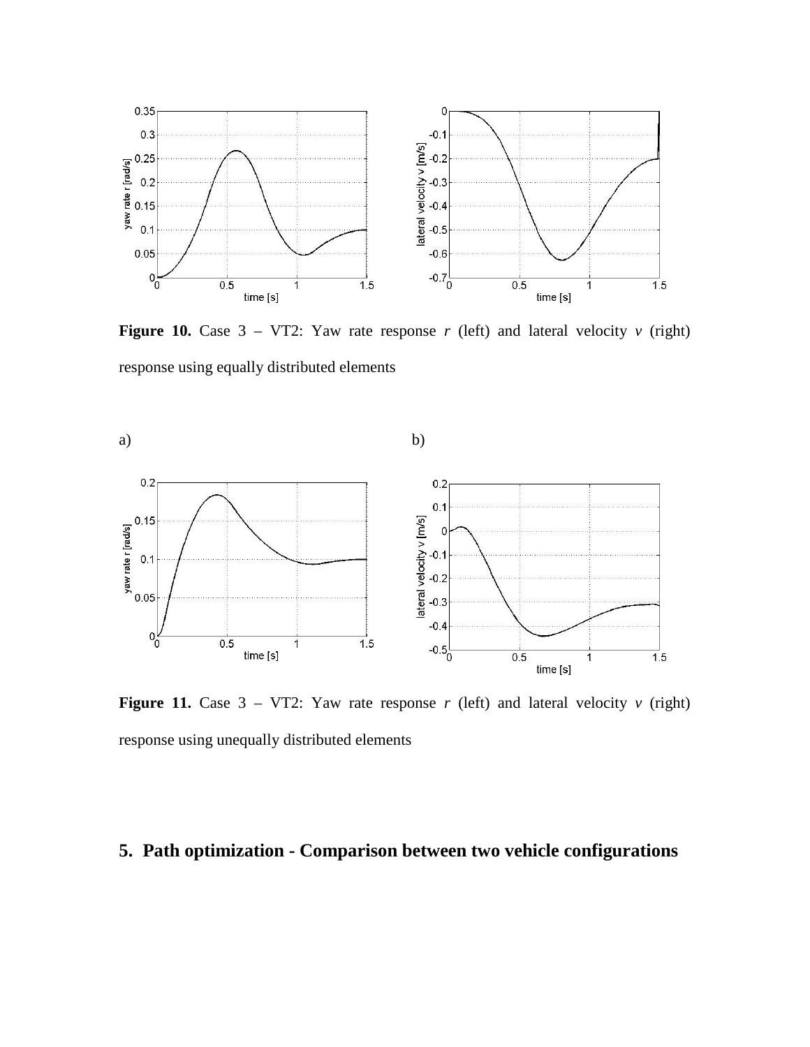**Figure 10.** Case 3 – VT2: Yaw rate response $r$ (left) and lateral velocity $v$ (right) response using equally distributed elements

a) b)

**Figure 11.** Case 3 – VT2: Yaw rate response $r$ (left) and lateral velocity $v$ (right) response using unequally distributed elements

## 5. Path optimization - Comparison between two vehicle configurations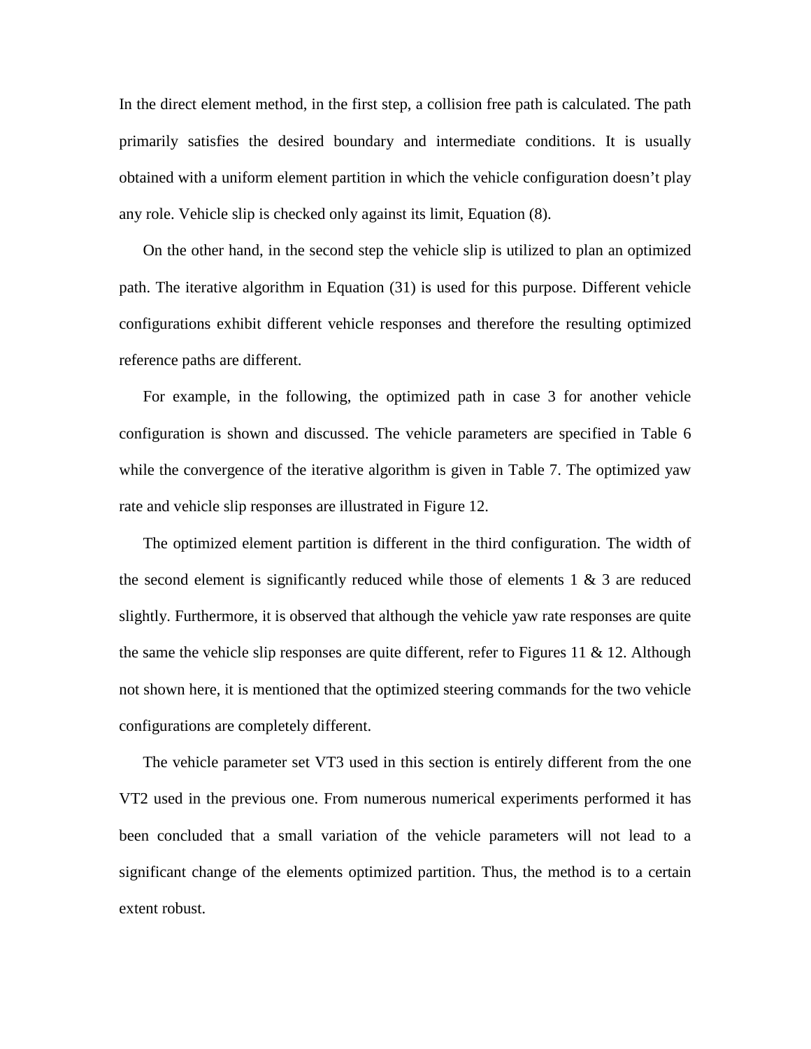In the direct element method, in the first step, a collision free path is calculated. The path primarily satisfies the desired boundary and intermediate conditions. It is usually obtained with a uniform element partition in which the vehicle configuration doesn't play any role. Vehicle slip is checked only against its limit, Equation (8).

On the other hand, in the second step the vehicle slip is utilized to plan an optimized path. The iterative algorithm in Equation (31) is used for this purpose. Different vehicle configurations exhibit different vehicle responses and therefore the resulting optimized reference paths are different.

For example, in the following, the optimized path in case 3 for another vehicle configuration is shown and discussed. The vehicle parameters are specified in Table 6 while the convergence of the iterative algorithm is given in Table 7. The optimized yaw rate and vehicle slip responses are illustrated in Figure 12.

The optimized element partition is different in the third configuration. The width of the second element is significantly reduced while those of elements 1 & 3 are reduced slightly. Furthermore, it is observed that although the vehicle yaw rate responses are quite the same the vehicle slip responses are quite different, refer to Figures 11 & 12. Although not shown here, it is mentioned that the optimized steering commands for the two vehicle configurations are completely different.

The vehicle parameter set VT3 used in this section is entirely different from the one VT2 used in the previous one. From numerous numerical experiments performed it has been concluded that a small variation of the vehicle parameters will not lead to a significant change of the elements optimized partition. Thus, the method is to a certain extent robust.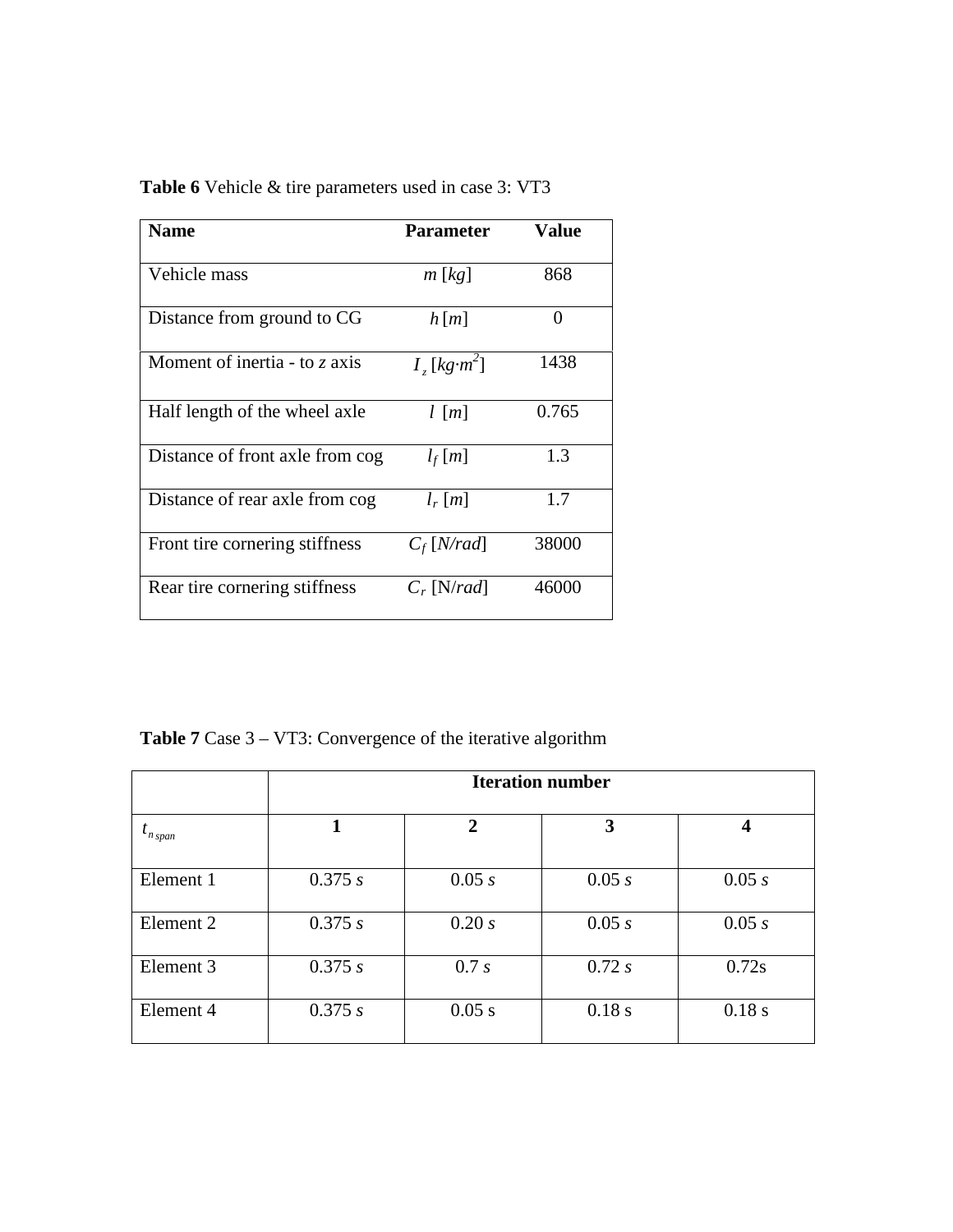**Table 6** Vehicle & tire parameters used in case 3: VT3

| Name | Parameter | Value |
|---|---|---|
| Vehicle mass | $m$ [$kg$] | 868 |
| Distance from ground to CG | $h$ [$m$] | 0 |
| Moment of inertia - to $z$ axis | $I_z$ [$kg{\cdot}m^2$] | 1438 |
| Half length of the wheel axle | $l$ [$m$] | 0.765 |
| Distance of front axle from cog | $l_f$ [$m$] | 1.3 |
| Distance of rear axle from cog | $l_r$ [$m$] | 1.7 |
| Front tire cornering stiffness | $C_f$ [$N/rad$] | 38000 |
| Rear tire cornering stiffness | $C_r$ [N/$rad$] | 46000 |

**Table 7** Case 3 – VT3: Convergence of the iterative algorithm

| | Iteration number | | | |
|---|---|---|---|---|
| $t_{n\,span}$ | **1** | **2** | **3** | **4** |
| Element 1 | 0.375 $s$ | 0.05 $s$ | 0.05 $s$ | 0.05 $s$ |
| Element 2 | 0.375 $s$ | 0.20 $s$ | 0.05 $s$ | 0.05 $s$ |
| Element 3 | 0.375 $s$ | 0.7 $s$ | 0.72 $s$ | 0.72s |
| Element 4 | 0.375 $s$ | 0.05 s | 0.18 s | 0.18 s |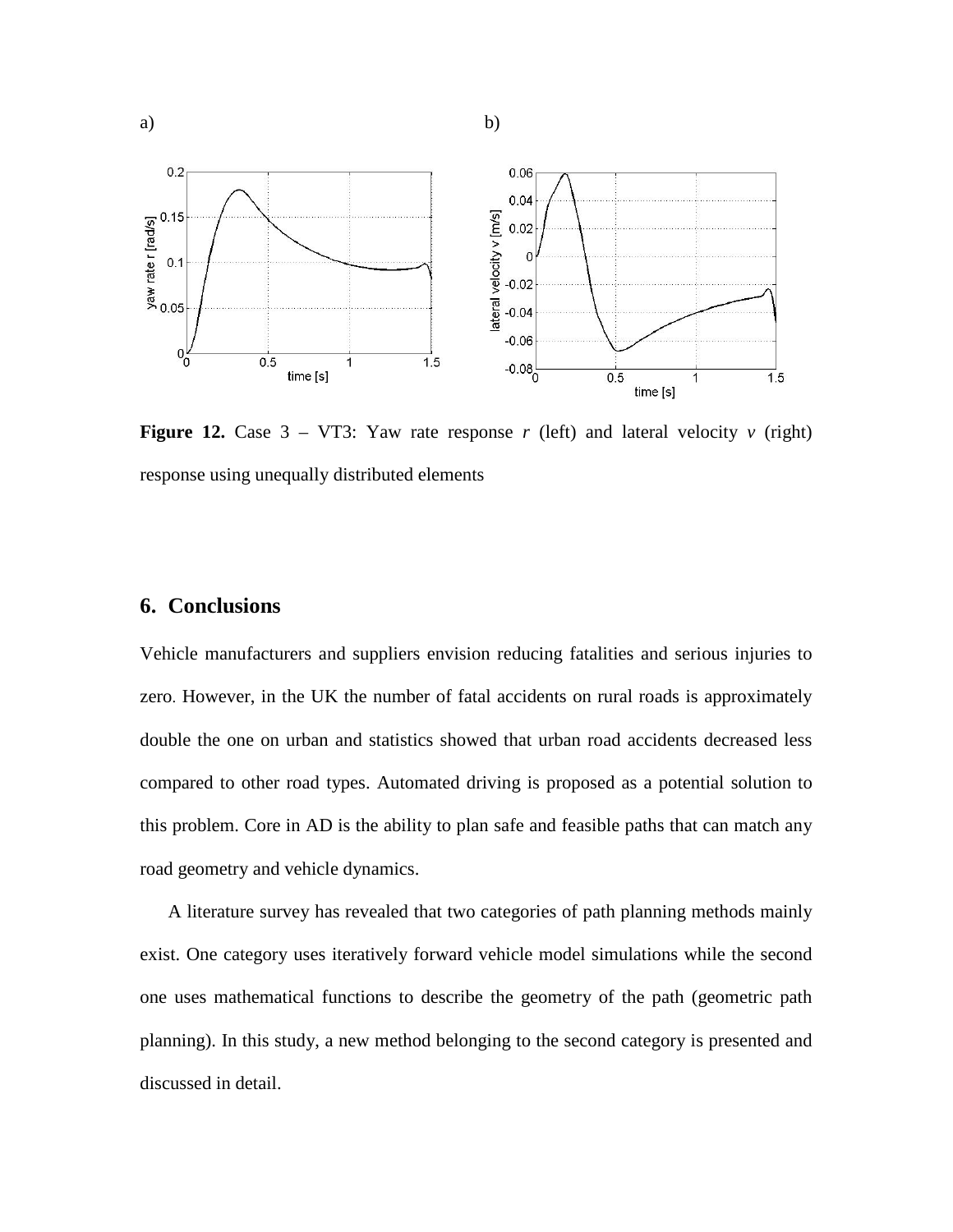a)

b)

0.2
0.15
0.1
0.05
0
yaw rate r [rad/s]
0
0.5
1
1.5
time [s]

0.06
0.04
0.02
0
-0.02
-0.04
-0.06
-0.08
lateral velocity v [m/s]
0
0.5
1
1.5
time [s]

**Figure 12.** Case 3 – VT3: Yaw rate response *r* (left) and lateral velocity *v* (right) response using unequally distributed elements

## 6. Conclusions

Vehicle manufacturers and suppliers envision reducing fatalities and serious injuries to zero. However, in the UK the number of fatal accidents on rural roads is approximately double the one on urban and statistics showed that urban road accidents decreased less compared to other road types. Automated driving is proposed as a potential solution to this problem. Core in AD is the ability to plan safe and feasible paths that can match any road geometry and vehicle dynamics.

A literature survey has revealed that two categories of path planning methods mainly exist. One category uses iteratively forward vehicle model simulations while the second one uses mathematical functions to describe the geometry of the path (geometric path planning). In this study, a new method belonging to the second category is presented and discussed in detail.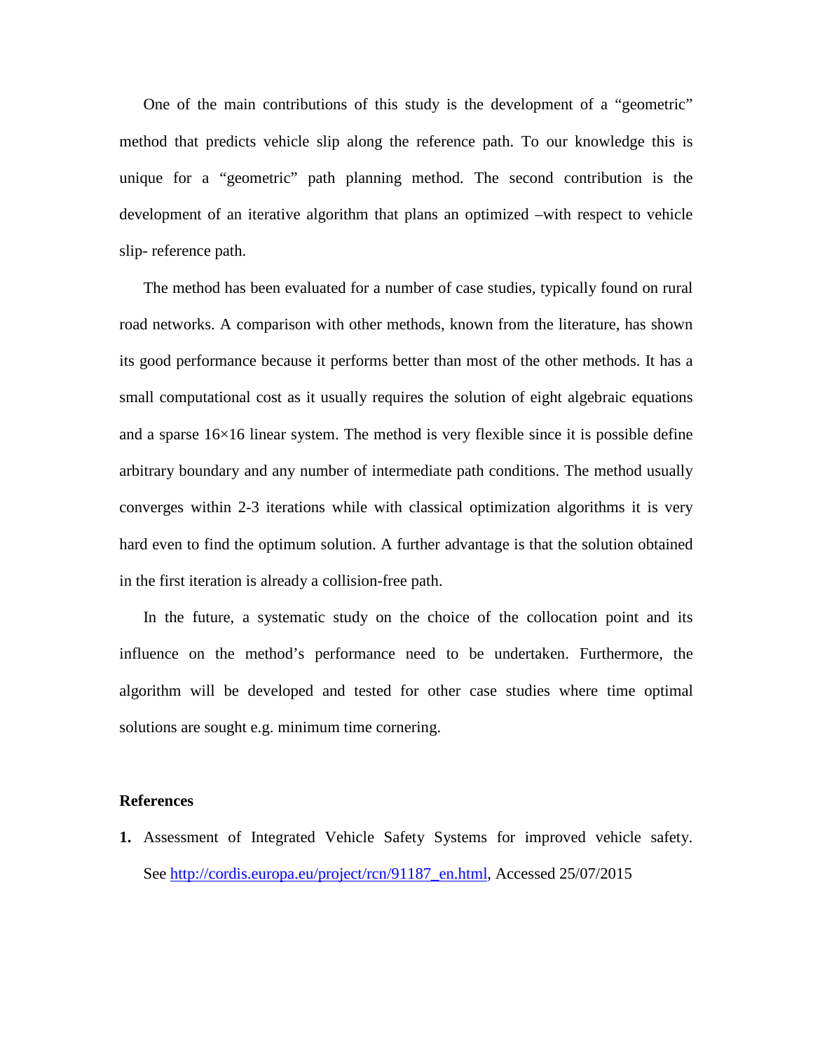One of the main contributions of this study is the development of a “geometric” method that predicts vehicle slip along the reference path. To our knowledge this is unique for a “geometric” path planning method. The second contribution is the development of an iterative algorithm that plans an optimized –with respect to vehicle slip- reference path.

The method has been evaluated for a number of case studies, typically found on rural road networks. A comparison with other methods, known from the literature, has shown its good performance because it performs better than most of the other methods. It has a small computational cost as it usually requires the solution of eight algebraic equations and a sparse 16×16 linear system. The method is very flexible since it is possible define arbitrary boundary and any number of intermediate path conditions. The method usually converges within 2-3 iterations while with classical optimization algorithms it is very hard even to find the optimum solution. A further advantage is that the solution obtained in the first iteration is already a collision-free path.

In the future, a systematic study on the choice of the collocation point and its influence on the method’s performance need to be undertaken. Furthermore, the algorithm will be developed and tested for other case studies where time optimal solutions are sought e.g. minimum time cornering.

## References

1. Assessment of Integrated Vehicle Safety Systems for improved vehicle safety. See http://cordis.europa.eu/project/rcn/91187_en.html, Accessed 25/07/2015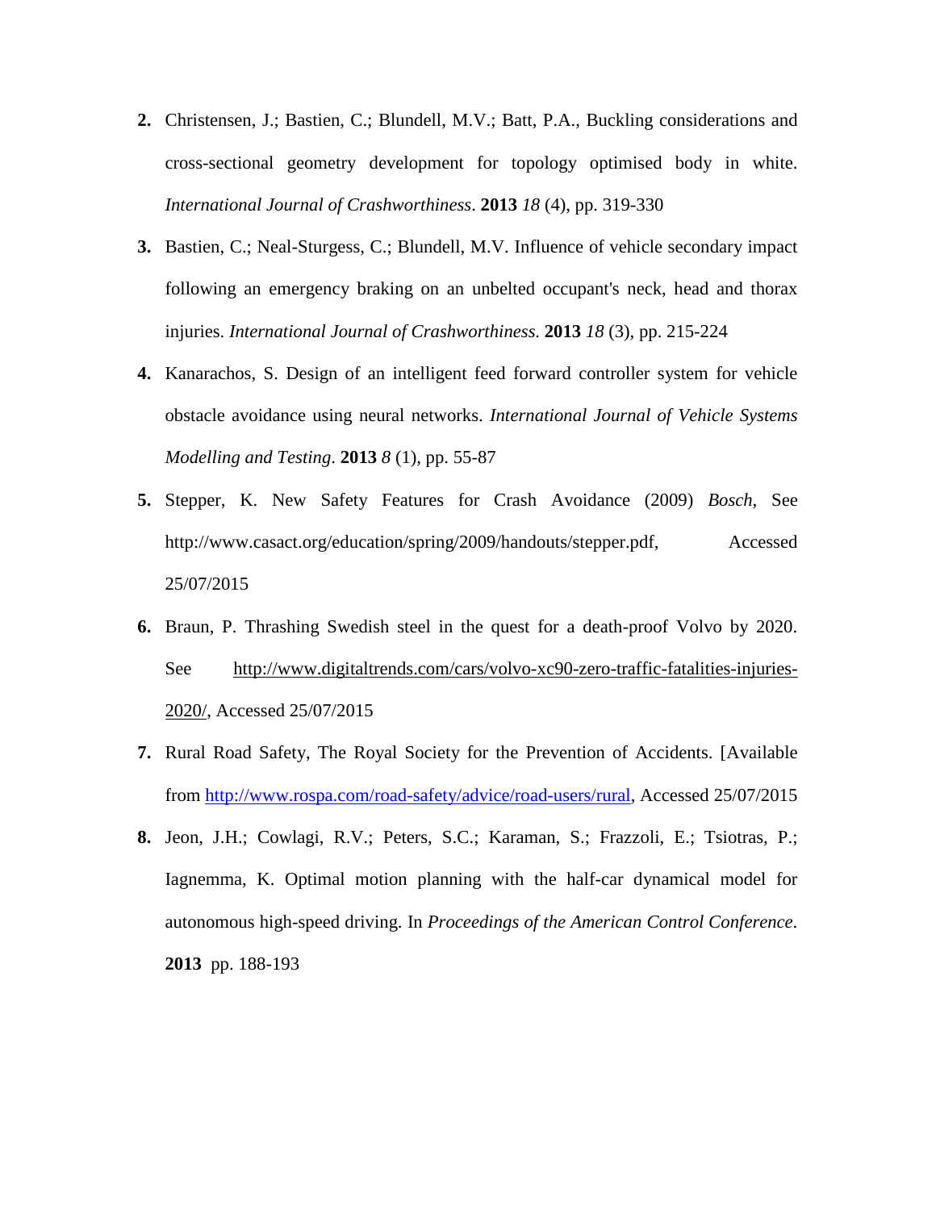2. Christensen, J.; Bastien, C.; Blundell, M.V.; Batt, P.A., Buckling considerations and cross-sectional geometry development for topology optimised body in white. *International Journal of Crashworthiness*. **2013** *18* (4), pp. 319-330

3. Bastien, C.; Neal-Sturgess, C.; Blundell, M.V. Influence of vehicle secondary impact following an emergency braking on an unbelted occupant's neck, head and thorax injuries. *International Journal of Crashworthiness.* **2013** *18* (3), pp. 215-224

4. Kanarachos, S. Design of an intelligent feed forward controller system for vehicle obstacle avoidance using neural networks. *International Journal of Vehicle Systems Modelling and Testing*. **2013** *8* (1), pp. 55-87

5. Stepper, K. New Safety Features for Crash Avoidance (2009) *Bosch*, See http://www.casact.org/education/spring/2009/handouts/stepper.pdf, Accessed 25/07/2015

6. Braun, P. Thrashing Swedish steel in the quest for a death-proof Volvo by 2020. See http://www.digitaltrends.com/cars/volvo-xc90-zero-traffic-fatalities-injuries-2020/, Accessed 25/07/2015

7. Rural Road Safety, The Royal Society for the Prevention of Accidents. [Available from http://www.rospa.com/road-safety/advice/road-users/rural, Accessed 25/07/2015

8. Jeon, J.H.; Cowlagi, R.V.; Peters, S.C.; Karaman, S.; Frazzoli, E.; Tsiotras, P.; Iagnemma, K. Optimal motion planning with the half-car dynamical model for autonomous high-speed driving. In *Proceedings of the American Control Conference*. **2013** pp. 188-193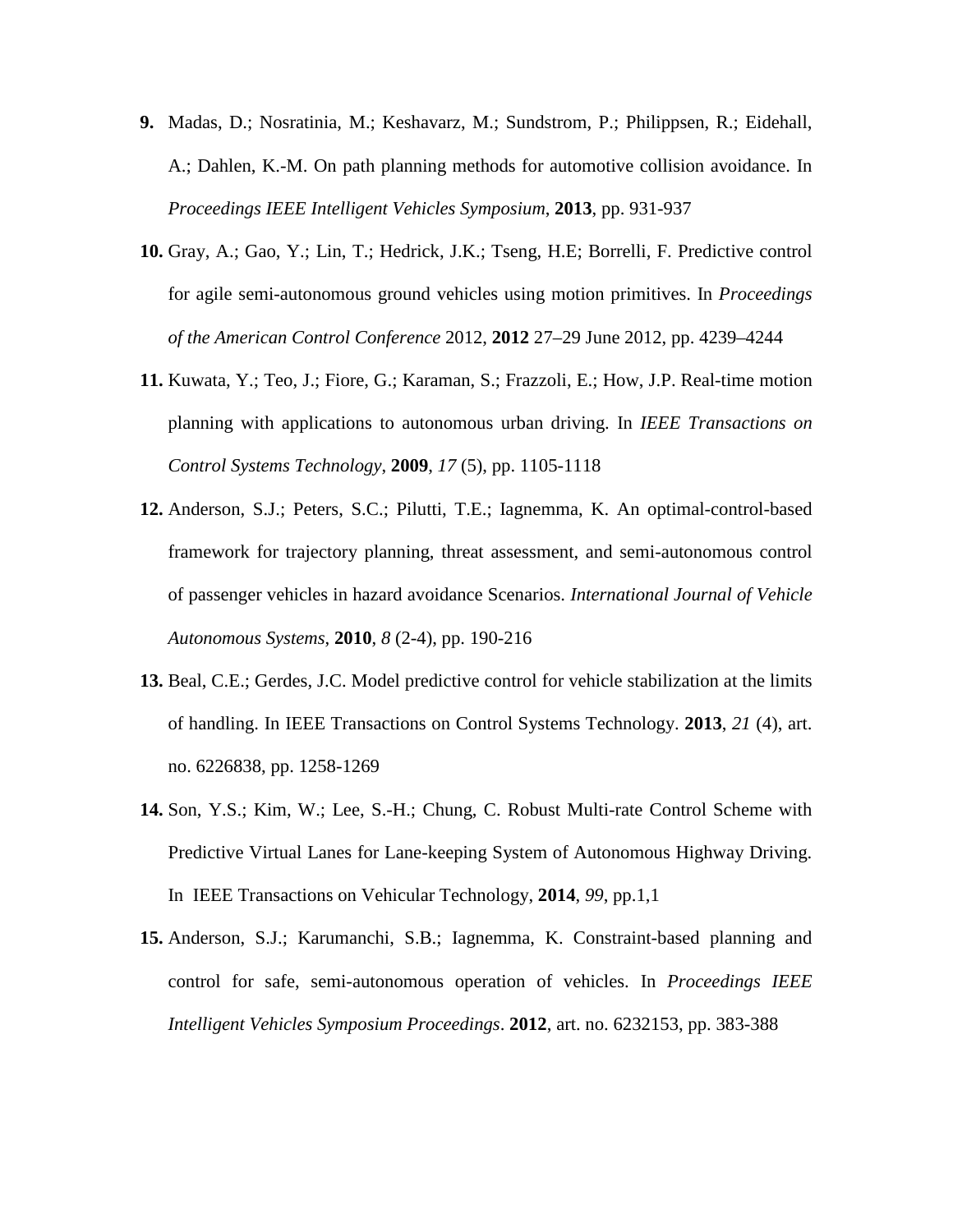**9.** Madas, D.; Nosratinia, M.; Keshavarz, M.; Sundstrom, P.; Philippsen, R.; Eidehall, A.; Dahlen, K.-M. On path planning methods for automotive collision avoidance. In *Proceedings IEEE Intelligent Vehicles Symposium*, **2013**, pp. 931-937

**10.** Gray, A.; Gao, Y.; Lin, T.; Hedrick, J.K.; Tseng, H.E; Borrelli, F. Predictive control for agile semi-autonomous ground vehicles using motion primitives. In *Proceedings of the American Control Conference* 2012, **2012** 27–29 June 2012, pp. 4239–4244

**11.** Kuwata, Y.; Teo, J.; Fiore, G.; Karaman, S.; Frazzoli, E.; How, J.P. Real-time motion planning with applications to autonomous urban driving. In *IEEE Transactions on Control Systems Technology*, **2009**, *17* (5), pp. 1105-1118

**12.** Anderson, S.J.; Peters, S.C.; Pilutti, T.E.; Iagnemma, K. An optimal-control-based framework for trajectory planning, threat assessment, and semi-autonomous control of passenger vehicles in hazard avoidance Scenarios. *International Journal of Vehicle Autonomous Systems*, **2010**, *8* (2-4), pp. 190-216

**13.** Beal, C.E.; Gerdes, J.C. Model predictive control for vehicle stabilization at the limits of handling. In IEEE Transactions on Control Systems Technology. **2013**, *21* (4), art. no. 6226838, pp. 1258-1269

**14.** Son, Y.S.; Kim, W.; Lee, S.-H.; Chung, C. Robust Multi-rate Control Scheme with Predictive Virtual Lanes for Lane-keeping System of Autonomous Highway Driving. In IEEE Transactions on Vehicular Technology, **2014**, *99*, pp.1,1

**15.** Anderson, S.J.; Karumanchi, S.B.; Iagnemma, K. Constraint-based planning and control for safe, semi-autonomous operation of vehicles. In *Proceedings IEEE Intelligent Vehicles Symposium Proceedings*. **2012**, art. no. 6232153, pp. 383-388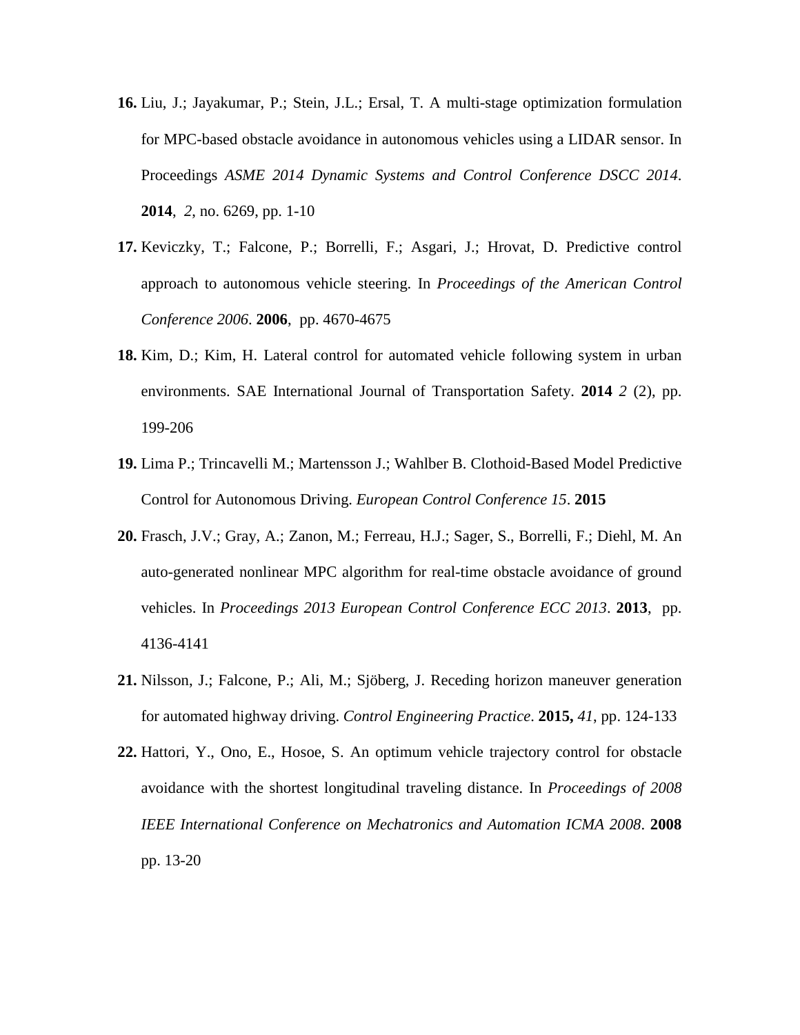16. Liu, J.; Jayakumar, P.; Stein, J.L.; Ersal, T. A multi-stage optimization formulation for MPC-based obstacle avoidance in autonomous vehicles using a LIDAR sensor. In Proceedings *ASME 2014 Dynamic Systems and Control Conference DSCC 2014*. **2014**, *2*, no. 6269, pp. 1-10
17. Keviczky, T.; Falcone, P.; Borrelli, F.; Asgari, J.; Hrovat, D. Predictive control approach to autonomous vehicle steering. In *Proceedings of the American Control Conference 2006*. **2006**, pp. 4670-4675
18. Kim, D.; Kim, H. Lateral control for automated vehicle following system in urban environments. SAE International Journal of Transportation Safety. **2014** *2* (2), pp. 199-206
19. Lima P.; Trincavelli M.; Martensson J.; Wahlber B. Clothoid-Based Model Predictive Control for Autonomous Driving. *European Control Conference 15*. **2015**
20. Frasch, J.V.; Gray, A.; Zanon, M.; Ferreau, H.J.; Sager, S., Borrelli, F.; Diehl, M. An auto-generated nonlinear MPC algorithm for real-time obstacle avoidance of ground vehicles. In *Proceedings 2013 European Control Conference ECC 2013*. **2013**, pp. 4136-4141
21. Nilsson, J.; Falcone, P.; Ali, M.; Sjöberg, J. Receding horizon maneuver generation for automated highway driving. *Control Engineering Practice*. **2015,** *41*, pp. 124-133
22. Hattori, Y., Ono, E., Hosoe, S. An optimum vehicle trajectory control for obstacle avoidance with the shortest longitudinal traveling distance. In *Proceedings of 2008 IEEE International Conference on Mechatronics and Automation ICMA 2008*. **2008** pp. 13-20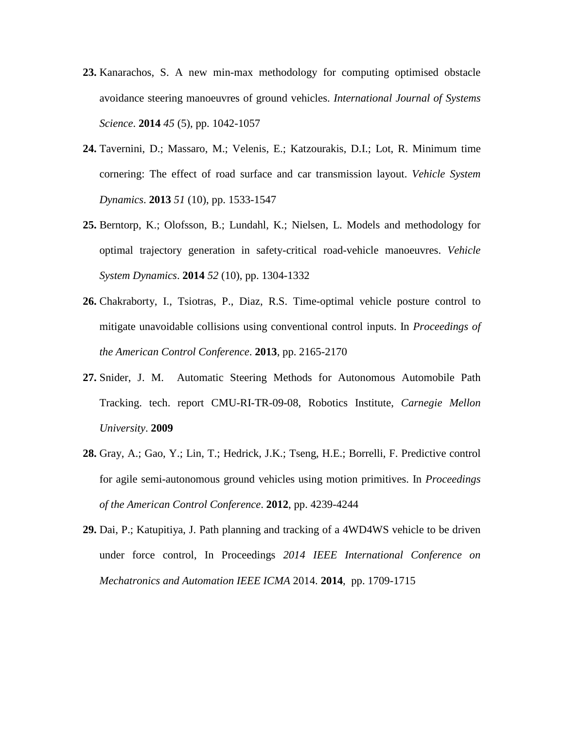23. Kanarachos, S. A new min-max methodology for computing optimised obstacle avoidance steering manoeuvres of ground vehicles. *International Journal of Systems Science*. **2014** *45* (5), pp. 1042-1057

24. Tavernini, D.; Massaro, M.; Velenis, E.; Katzourakis, D.I.; Lot, R. Minimum time cornering: The effect of road surface and car transmission layout. *Vehicle System Dynamics*. **2013** *51* (10), pp. 1533-1547

25. Berntorp, K.; Olofsson, B.; Lundahl, K.; Nielsen, L. Models and methodology for optimal trajectory generation in safety-critical road-vehicle manoeuvres. *Vehicle System Dynamics*. **2014** *52* (10), pp. 1304-1332

26. Chakraborty, I., Tsiotras, P., Diaz, R.S. Time-optimal vehicle posture control to mitigate unavoidable collisions using conventional control inputs. In *Proceedings of the American Control Conference*. **2013**, pp. 2165-2170

27. Snider, J. M. Automatic Steering Methods for Autonomous Automobile Path Tracking. tech. report CMU-RI-TR-09-08, Robotics Institute, *Carnegie Mellon University*. **2009**

28. Gray, A.; Gao, Y.; Lin, T.; Hedrick, J.K.; Tseng, H.E.; Borrelli, F. Predictive control for agile semi-autonomous ground vehicles using motion primitives. In *Proceedings of the American Control Conference*. **2012**, pp. 4239-4244

29. Dai, P.; Katupitiya, J. Path planning and tracking of a 4WD4WS vehicle to be driven under force control, In Proceedings *2014 IEEE International Conference on Mechatronics and Automation IEEE ICMA* 2014. **2014**, pp. 1709-1715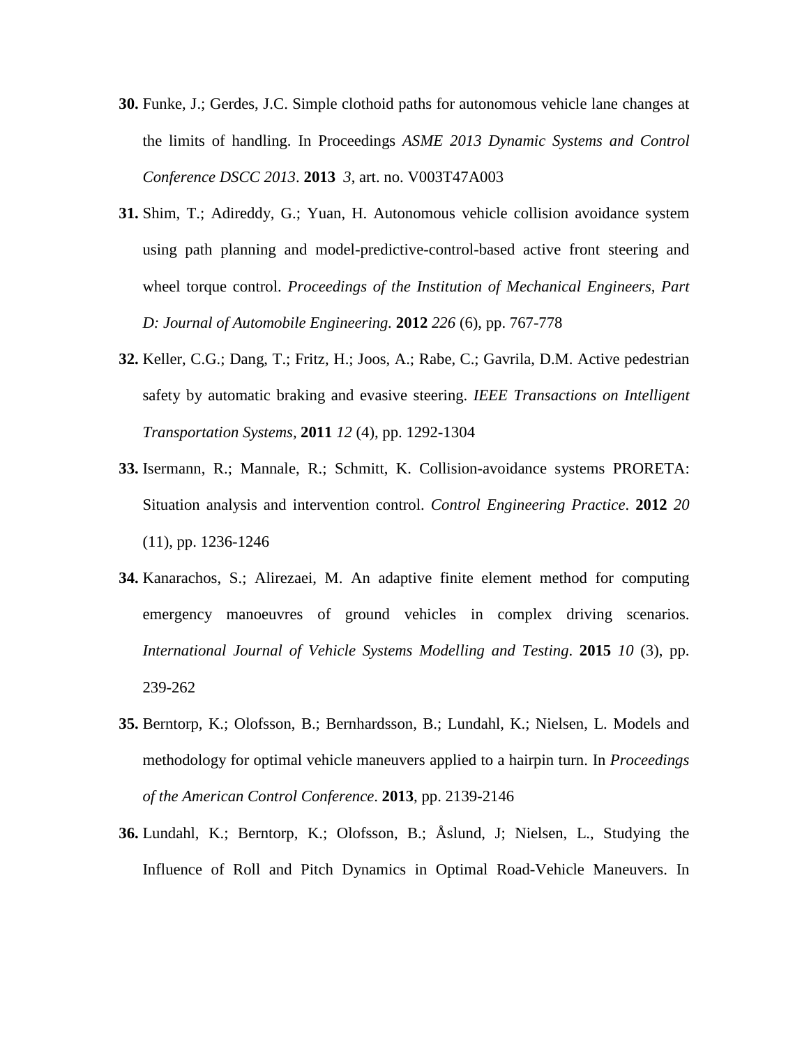**30.** Funke, J.; Gerdes, J.C. Simple clothoid paths for autonomous vehicle lane changes at the limits of handling. In Proceedings *ASME 2013 Dynamic Systems and Control Conference DSCC 2013*. **2013** *3*, art. no. V003T47A003

**31.** Shim, T.; Adireddy, G.; Yuan, H. Autonomous vehicle collision avoidance system using path planning and model-predictive-control-based active front steering and wheel torque control. *Proceedings of the Institution of Mechanical Engineers, Part D: Journal of Automobile Engineering.* **2012** *226* (6), pp. 767-778

**32.** Keller, C.G.; Dang, T.; Fritz, H.; Joos, A.; Rabe, C.; Gavrila, D.M. Active pedestrian safety by automatic braking and evasive steering. *IEEE Transactions on Intelligent Transportation Systems,* **2011** *12* (4), pp. 1292-1304

**33.** Isermann, R.; Mannale, R.; Schmitt, K. Collision-avoidance systems PRORETA: Situation analysis and intervention control. *Control Engineering Practice*. **2012** *20* (11), pp. 1236-1246

**34.** Kanarachos, S.; Alirezaei, M. An adaptive finite element method for computing emergency manoeuvres of ground vehicles in complex driving scenarios. *International Journal of Vehicle Systems Modelling and Testing*. **2015** *10* (3), pp. 239-262

**35.** Berntorp, K.; Olofsson, B.; Bernhardsson, B.; Lundahl, K.; Nielsen, L. Models and methodology for optimal vehicle maneuvers applied to a hairpin turn. In *Proceedings of the American Control Conference*. **2013**, pp. 2139-2146

**36.** Lundahl, K.; Berntorp, K.; Olofsson, B.; Åslund, J; Nielsen, L., Studying the Influence of Roll and Pitch Dynamics in Optimal Road-Vehicle Maneuvers. In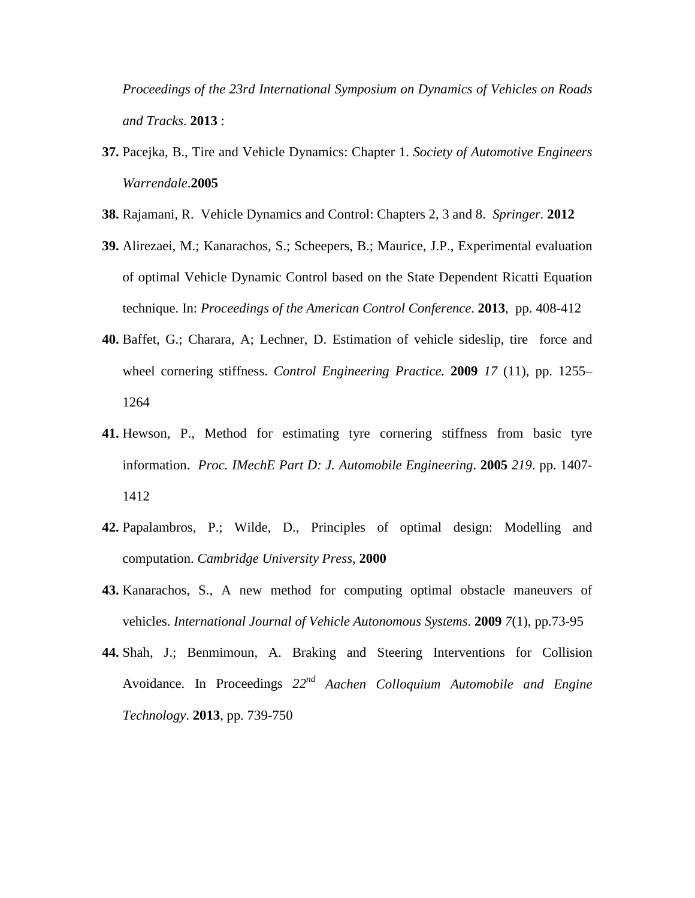*Proceedings of the 23rd International Symposium on Dynamics of Vehicles on Roads and Tracks*. **2013** :

**37.** Pacejka, B., Tire and Vehicle Dynamics: Chapter 1. *Society of Automotive Engineers Warrendale*.**2005**

**38.** Rajamani, R. Vehicle Dynamics and Control: Chapters 2, 3 and 8. *Springer.* **2012**

**39.** Alirezaei, M.; Kanarachos, S.; Scheepers, B.; Maurice, J.P., Experimental evaluation of optimal Vehicle Dynamic Control based on the State Dependent Ricatti Equation technique. In: *Proceedings of the American Control Conference*. **2013**, pp. 408-412

**40.** Baffet, G.; Charara, A; Lechner, D. Estimation of vehicle sideslip, tire force and wheel cornering stiffness. *Control Engineering Practice.* **2009** *17* (11), pp. 1255–1264

**41.** Hewson, P., Method for estimating tyre cornering stiffness from basic tyre information. *Proc. IMechE Part D: J. Automobile Engineering*. **2005** *219*. pp. 1407-1412

**42.** Papalambros, P.; Wilde, D., Principles of optimal design: Modelling and computation. *Cambridge University Press*, **2000**

**43.** Kanarachos, S., A new method for computing optimal obstacle maneuvers of vehicles. *International Journal of Vehicle Autonomous Systems*. **2009** *7*(1), pp.73-95

**44.** Shah, J.; Benmimoun, A. Braking and Steering Interventions for Collision Avoidance. In Proceedings *22nd Aachen Colloquium Automobile and Engine Technology*. **2013**, pp. 739-750